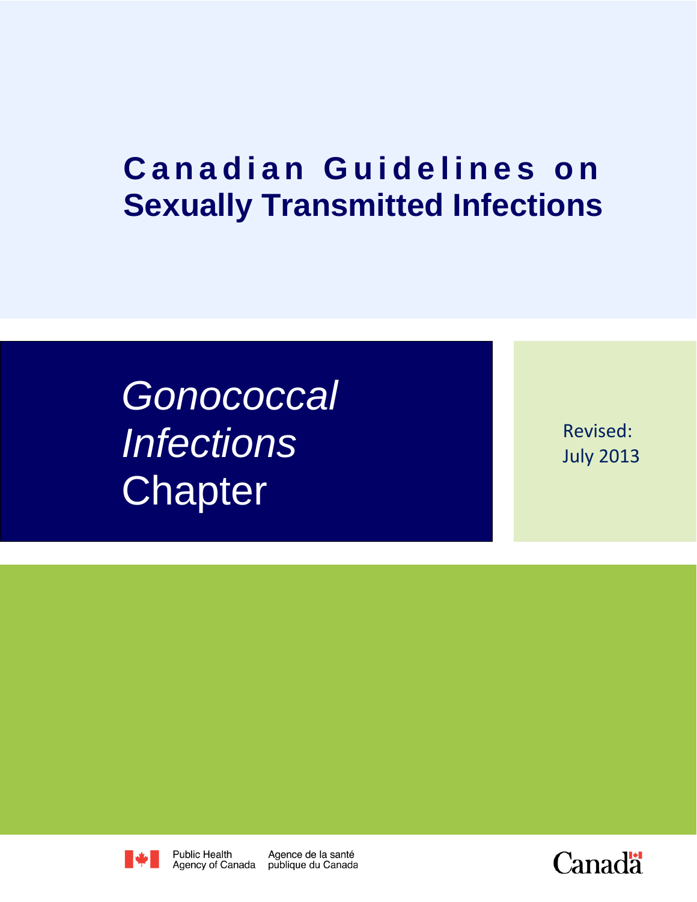# Canadian Guidelines on Sexually Transmitted Infections

## *Gonococcal Infections* Chapter

Revised: July 2013

Public Health Agency of Canada
Agence de la santé publique du Canada

Canada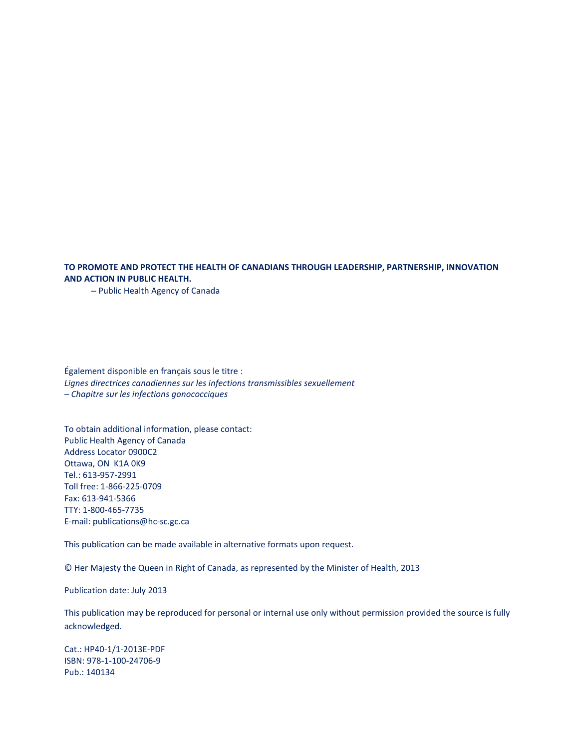**TO PROMOTE AND PROTECT THE HEALTH OF CANADIANS THROUGH LEADERSHIP, PARTNERSHIP, INNOVATION AND ACTION IN PUBLIC HEALTH.**

– Public Health Agency of Canada

Également disponible en français sous le titre :
*Lignes directrices canadiennes sur les infections transmissibles sexuellement*
*– Chapitre sur les infections gonococciques*

To obtain additional information, please contact:
Public Health Agency of Canada
Address Locator 0900C2
Ottawa, ON K1A 0K9
Tel.: 613-957-2991
Toll free: 1-866-225-0709
Fax: 613-941-5366
TTY: 1-800-465-7735
E-mail: publications@hc-sc.gc.ca

This publication can be made available in alternative formats upon request.

© Her Majesty the Queen in Right of Canada, as represented by the Minister of Health, 2013

Publication date: July 2013

This publication may be reproduced for personal or internal use only without permission provided the source is fully acknowledged.

Cat.: HP40-1/1-2013E-PDF
ISBN: 978-1-100-24706-9
Pub.: 140134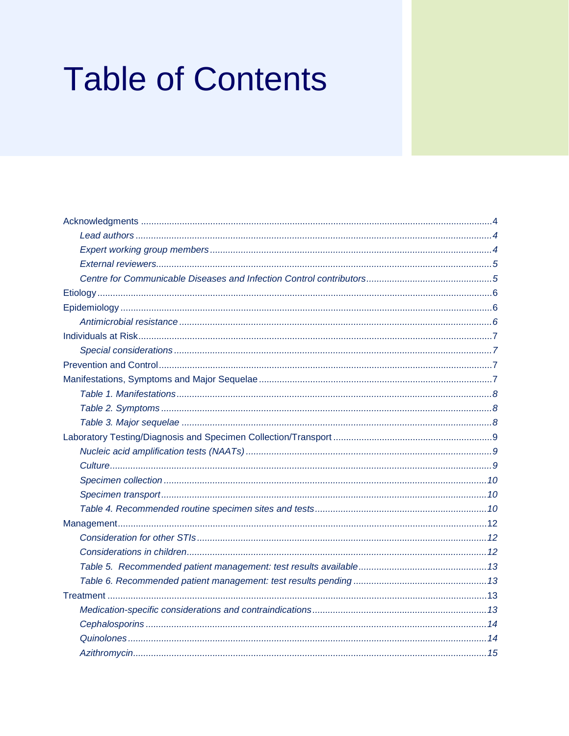# Table of Contents

Acknowledgments ....................................................................................................................4

*Lead authors* ....................................................................................................................4

*Expert working group members* ...................................................................................4

*External reviewers*..............................................................................................................5

*Centre for Communicable Diseases and Infection Control contributors* ..........................5

Etiology ....................................................................................................................................6

Epidemiology ............................................................................................................................6

*Antimicrobial resistance* ..................................................................................................6

Individuals at Risk......................................................................................................................7

*Special considerations* ......................................................................................................7

Prevention and Control................................................................................................................7

Manifestations, Symptoms and Major Sequelae .........................................................................7

*Table 1. Manifestations*.......................................................................................................8

*Table 2. Symptoms* ...........................................................................................................8

*Table 3. Major sequelae* ....................................................................................................8

Laboratory Testing/Diagnosis and Specimen Collection/Transport ...............................................9

*Nucleic acid amplification tests (NAATs)* ...........................................................................9

*Culture*................................................................................................................................9

*Specimen collection* ........................................................................................................10

*Specimen transport*..........................................................................................................10

*Table 4. Recommended routine specimen sites and tests*..................................................10

Management............................................................................................................................12

*Consideration for other STIs*.............................................................................................12

*Considerations in children*.................................................................................................12

*Table 5. Recommended patient management: test results available*.................................13

*Table 6. Recommended patient management: test results pending* ..................................13

Treatment ................................................................................................................................13

*Medication-specific considerations and contraindications*...................................................13

*Cephalosporins* ...............................................................................................................14

*Quinolones*.......................................................................................................................14

*Azithromycin*.....................................................................................................................15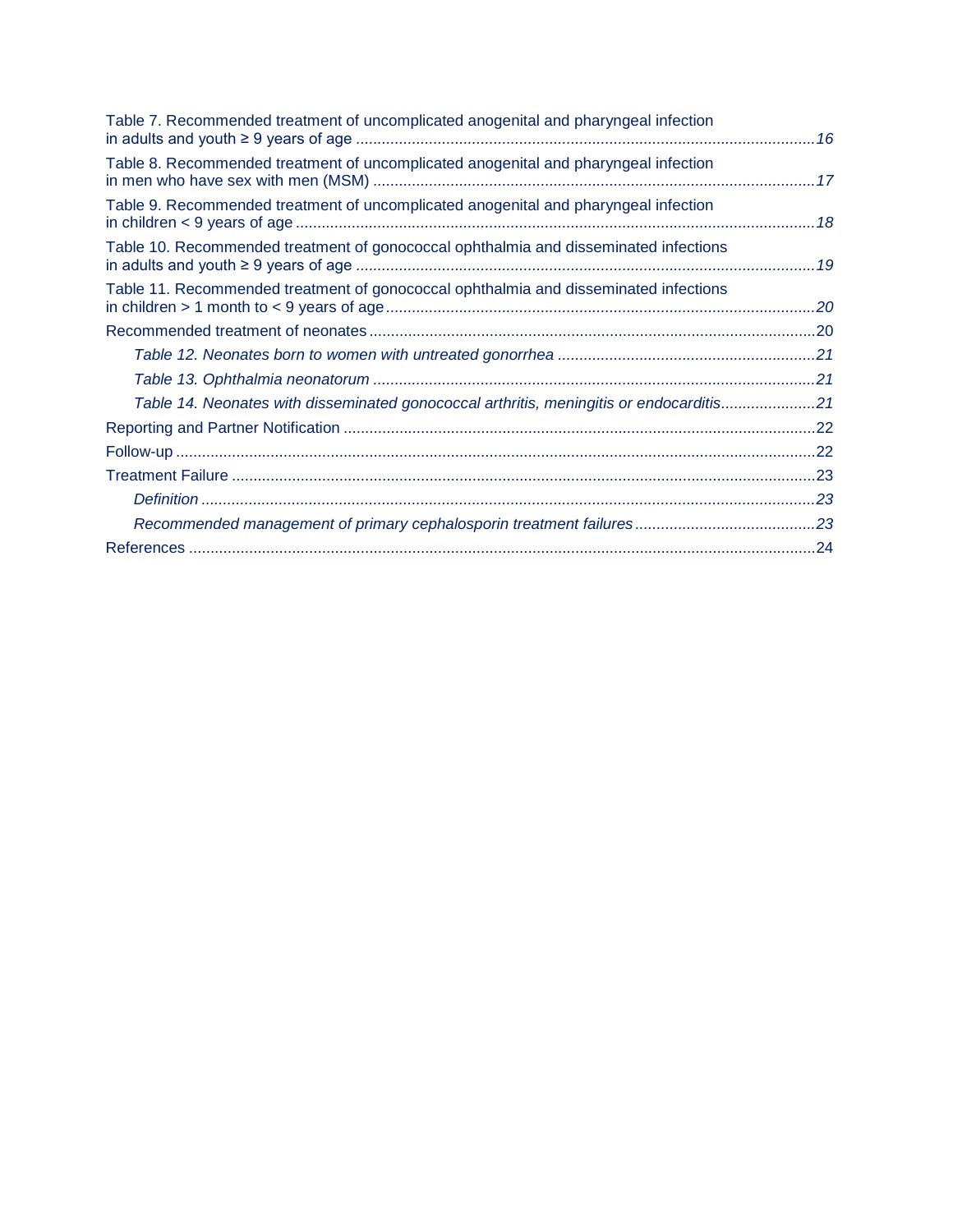Table 7. Recommended treatment of uncomplicated anogenital and pharyngeal infection in adults and youth ≥ 9 years of age .......... *16*

Table 8. Recommended treatment of uncomplicated anogenital and pharyngeal infection in men who have sex with men (MSM) .......... *17*

Table 9. Recommended treatment of uncomplicated anogenital and pharyngeal infection in children < 9 years of age .......... *18*

Table 10. Recommended treatment of gonococcal ophthalmia and disseminated infections in adults and youth ≥ 9 years of age .......... *19*

Table 11. Recommended treatment of gonococcal ophthalmia and disseminated infections in children > 1 month to < 9 years of age .......... *20*

Recommended treatment of neonates .......... 20

- *Table 12. Neonates born to women with untreated gonorrhea .......... 21*
- *Table 13. Ophthalmia neonatorum .......... 21*
- *Table 14. Neonates with disseminated gonococcal arthritis, meningitis or endocarditis .......... 21*

Reporting and Partner Notification .......... 22

Follow-up .......... 22

Treatment Failure .......... 23

- *Definition .......... 23*
- *Recommended management of primary cephalosporin treatment failures .......... 23*

References .......... 24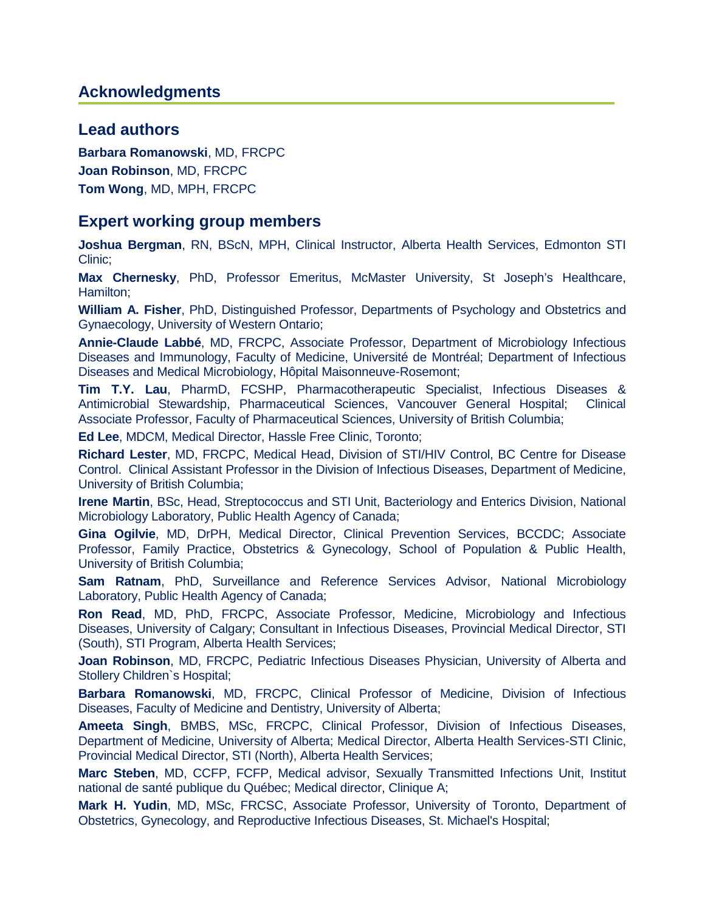## Acknowledgments

### Lead authors

**Barbara Romanowski**, MD, FRCPC
**Joan Robinson**, MD, FRCPC
**Tom Wong**, MD, MPH, FRCPC

### Expert working group members

**Joshua Bergman**, RN, BScN, MPH, Clinical Instructor, Alberta Health Services, Edmonton STI Clinic;

**Max Chernesky**, PhD, Professor Emeritus, McMaster University, St Joseph's Healthcare, Hamilton;

**William A. Fisher**, PhD, Distinguished Professor, Departments of Psychology and Obstetrics and Gynaecology, University of Western Ontario;

**Annie-Claude Labbé**, MD, FRCPC, Associate Professor, Department of Microbiology Infectious Diseases and Immunology, Faculty of Medicine, Université de Montréal; Department of Infectious Diseases and Medical Microbiology, Hôpital Maisonneuve-Rosemont;

**Tim T.Y. Lau**, PharmD, FCSHP, Pharmacotherapeutic Specialist, Infectious Diseases & Antimicrobial Stewardship, Pharmaceutical Sciences, Vancouver General Hospital; Clinical Associate Professor, Faculty of Pharmaceutical Sciences, University of British Columbia;

**Ed Lee**, MDCM, Medical Director, Hassle Free Clinic, Toronto;

**Richard Lester**, MD, FRCPC, Medical Head, Division of STI/HIV Control, BC Centre for Disease Control. Clinical Assistant Professor in the Division of Infectious Diseases, Department of Medicine, University of British Columbia;

**Irene Martin**, BSc, Head, Streptococcus and STI Unit, Bacteriology and Enterics Division, National Microbiology Laboratory, Public Health Agency of Canada;

**Gina Ogilvie**, MD, DrPH, Medical Director, Clinical Prevention Services, BCCDC; Associate Professor, Family Practice, Obstetrics & Gynecology, School of Population & Public Health, University of British Columbia;

**Sam Ratnam**, PhD, Surveillance and Reference Services Advisor, National Microbiology Laboratory, Public Health Agency of Canada;

**Ron Read**, MD, PhD, FRCPC, Associate Professor, Medicine, Microbiology and Infectious Diseases, University of Calgary; Consultant in Infectious Diseases, Provincial Medical Director, STI (South), STI Program, Alberta Health Services;

**Joan Robinson**, MD, FRCPC, Pediatric Infectious Diseases Physician, University of Alberta and Stollery Children`s Hospital;

**Barbara Romanowski**, MD, FRCPC, Clinical Professor of Medicine, Division of Infectious Diseases, Faculty of Medicine and Dentistry, University of Alberta;

**Ameeta Singh**, BMBS, MSc, FRCPC, Clinical Professor, Division of Infectious Diseases, Department of Medicine, University of Alberta; Medical Director, Alberta Health Services-STI Clinic, Provincial Medical Director, STI (North), Alberta Health Services;

**Marc Steben**, MD, CCFP, FCFP, Medical advisor, Sexually Transmitted Infections Unit, Institut national de santé publique du Québec; Medical director, Clinique A;

**Mark H. Yudin**, MD, MSc, FRCSC, Associate Professor, University of Toronto, Department of Obstetrics, Gynecology, and Reproductive Infectious Diseases, St. Michael's Hospital;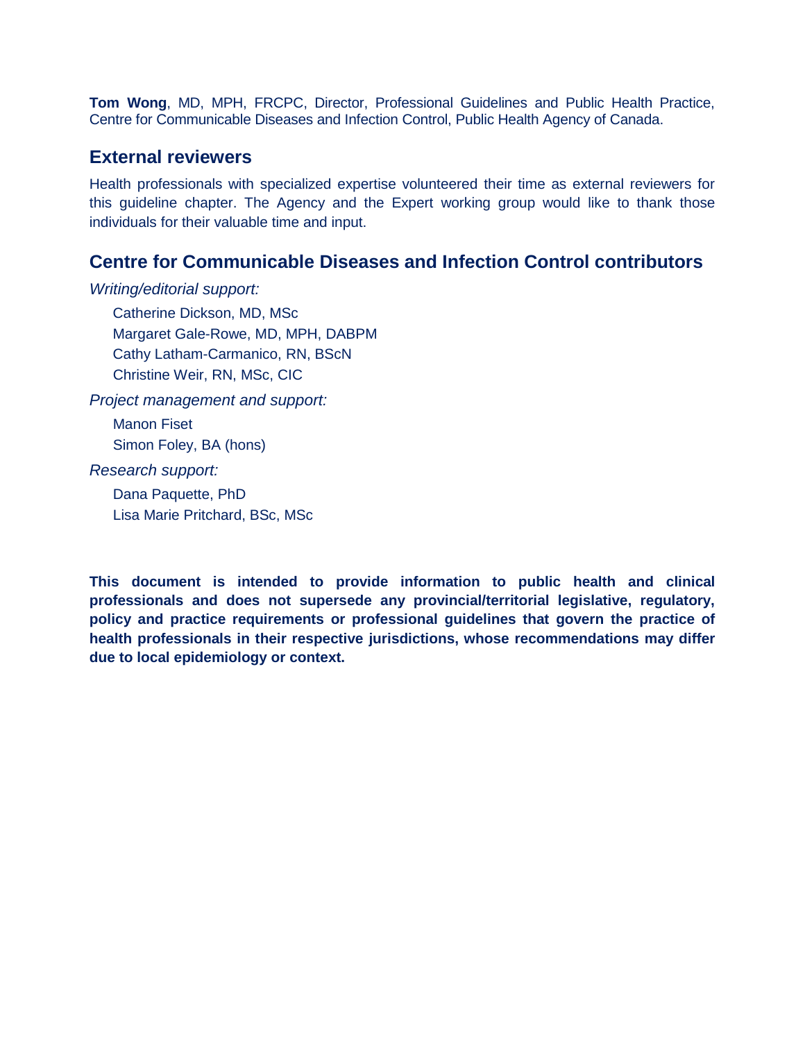**Tom Wong**, MD, MPH, FRCPC, Director, Professional Guidelines and Public Health Practice, Centre for Communicable Diseases and Infection Control, Public Health Agency of Canada.

## External reviewers

Health professionals with specialized expertise volunteered their time as external reviewers for this guideline chapter. The Agency and the Expert working group would like to thank those individuals for their valuable time and input.

## Centre for Communicable Diseases and Infection Control contributors

*Writing/editorial support:*

Catherine Dickson, MD, MSc
Margaret Gale-Rowe, MD, MPH, DABPM
Cathy Latham-Carmanico, RN, BScN
Christine Weir, RN, MSc, CIC

*Project management and support:*

Manon Fiset
Simon Foley, BA (hons)

*Research support:*

Dana Paquette, PhD
Lisa Marie Pritchard, BSc, MSc

**This document is intended to provide information to public health and clinical professionals and does not supersede any provincial/territorial legislative, regulatory, policy and practice requirements or professional guidelines that govern the practice of health professionals in their respective jurisdictions, whose recommendations may differ due to local epidemiology or context.**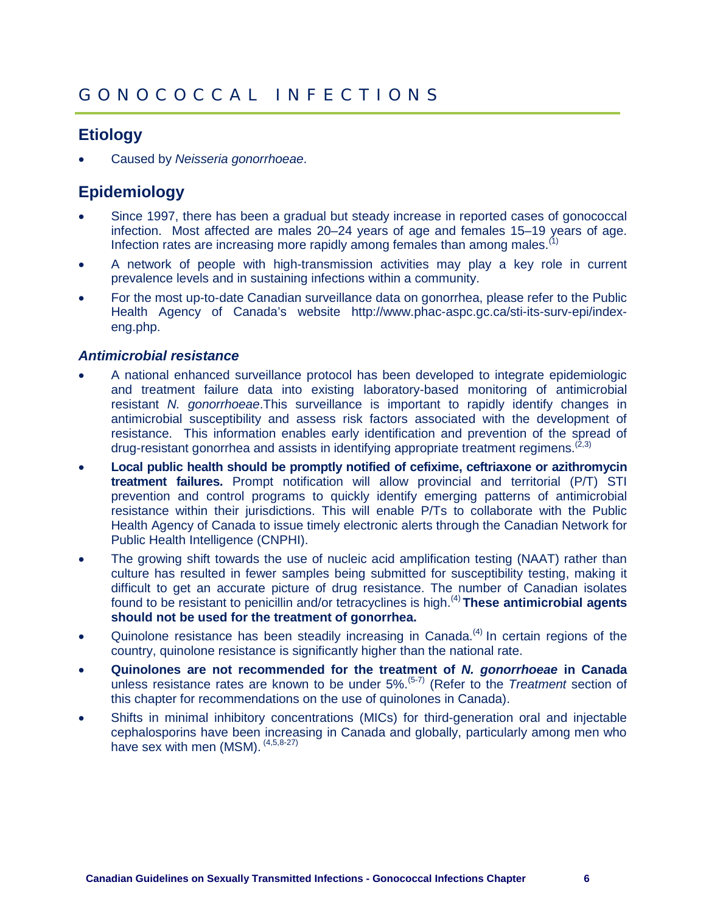# GONOCOCCAL INFECTIONS

## Etiology

- Caused by *Neisseria gonorrhoeae*.

## Epidemiology

- Since 1997, there has been a gradual but steady increase in reported cases of gonococcal infection. Most affected are males 20–24 years of age and females 15–19 years of age. Infection rates are increasing more rapidly among females than among males.[1]
- A network of people with high-transmission activities may play a key role in current prevalence levels and in sustaining infections within a community.
- For the most up-to-date Canadian surveillance data on gonorrhea, please refer to the Public Health Agency of Canada's website http://www.phac-aspc.gc.ca/sti-its-surv-epi/index-eng.php.

### *Antimicrobial resistance*

- A national enhanced surveillance protocol has been developed to integrate epidemiologic and treatment failure data into existing laboratory-based monitoring of antimicrobial resistant *N. gonorrhoeae*.This surveillance is important to rapidly identify changes in antimicrobial susceptibility and assess risk factors associated with the development of resistance. This information enables early identification and prevention of the spread of drug-resistant gonorrhea and assists in identifying appropriate treatment regimens.[2,3]
- **Local public health should be promptly notified of cefixime, ceftriaxone or azithromycin treatment failures.** Prompt notification will allow provincial and territorial (P/T) STI prevention and control programs to quickly identify emerging patterns of antimicrobial resistance within their jurisdictions. This will enable P/Ts to collaborate with the Public Health Agency of Canada to issue timely electronic alerts through the Canadian Network for Public Health Intelligence (CNPHI).
- The growing shift towards the use of nucleic acid amplification testing (NAAT) rather than culture has resulted in fewer samples being submitted for susceptibility testing, making it difficult to get an accurate picture of drug resistance. The number of Canadian isolates found to be resistant to penicillin and/or tetracyclines is high.[4] **These antimicrobial agents should not be used for the treatment of gonorrhea.**
- Quinolone resistance has been steadily increasing in Canada.[4] In certain regions of the country, quinolone resistance is significantly higher than the national rate.
- **Quinolones are not recommended for the treatment of *N. gonorrhoeae* in Canada** unless resistance rates are known to be under 5%.[5-7] (Refer to the *Treatment* section of this chapter for recommendations on the use of quinolones in Canada).
- Shifts in minimal inhibitory concentrations (MICs) for third-generation oral and injectable cephalosporins have been increasing in Canada and globally, particularly among men who have sex with men (MSM).[4,5,8-27]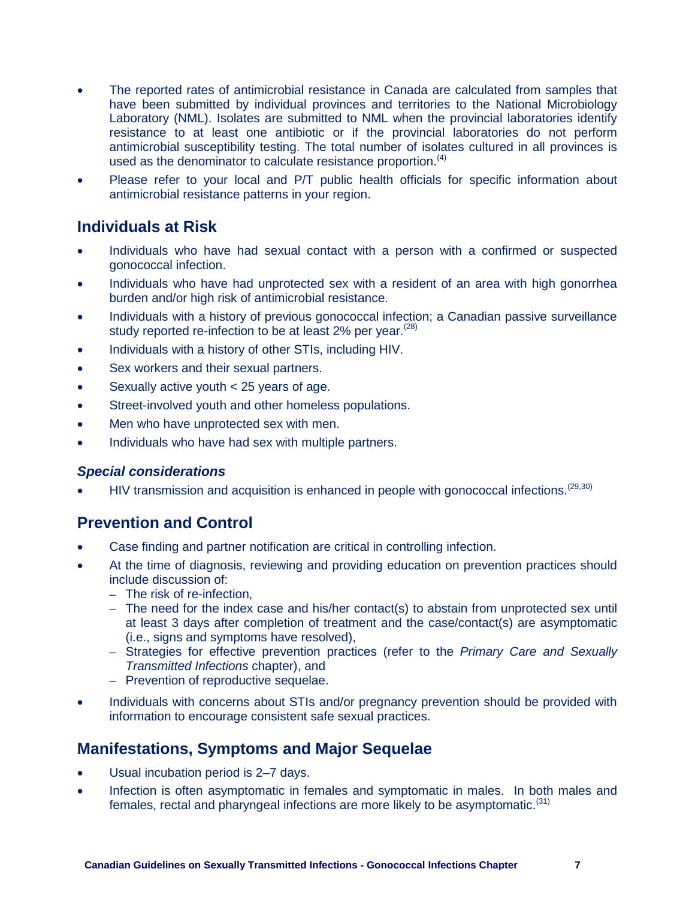- The reported rates of antimicrobial resistance in Canada are calculated from samples that have been submitted by individual provinces and territories to the National Microbiology Laboratory (NML). Isolates are submitted to NML when the provincial laboratories identify resistance to at least one antibiotic or if the provincial laboratories do not perform antimicrobial susceptibility testing. The total number of isolates cultured in all provinces is used as the denominator to calculate resistance proportion.[4]
- Please refer to your local and P/T public health officials for specific information about antimicrobial resistance patterns in your region.

## Individuals at Risk

- Individuals who have had sexual contact with a person with a confirmed or suspected gonococcal infection.
- Individuals who have had unprotected sex with a resident of an area with high gonorrhea burden and/or high risk of antimicrobial resistance.
- Individuals with a history of previous gonococcal infection; a Canadian passive surveillance study reported re-infection to be at least 2% per year.[28]
- Individuals with a history of other STIs, including HIV.
- Sex workers and their sexual partners.
- Sexually active youth < 25 years of age.
- Street-involved youth and other homeless populations.
- Men who have unprotected sex with men.
- Individuals who have had sex with multiple partners.

### *Special considerations*

- HIV transmission and acquisition is enhanced in people with gonococcal infections.[29,30]

## Prevention and Control

- Case finding and partner notification are critical in controlling infection.
- At the time of diagnosis, reviewing and providing education on prevention practices should include discussion of:
  - The risk of re-infection,
  - The need for the index case and his/her contact(s) to abstain from unprotected sex until at least 3 days after completion of treatment and the case/contact(s) are asymptomatic (i.e., signs and symptoms have resolved),
  - Strategies for effective prevention practices (refer to the *Primary Care and Sexually Transmitted Infections* chapter), and
  - Prevention of reproductive sequelae.
- Individuals with concerns about STIs and/or pregnancy prevention should be provided with information to encourage consistent safe sexual practices.

## Manifestations, Symptoms and Major Sequelae

- Usual incubation period is 2–7 days.
- Infection is often asymptomatic in females and symptomatic in males. In both males and females, rectal and pharyngeal infections are more likely to be asymptomatic.[31]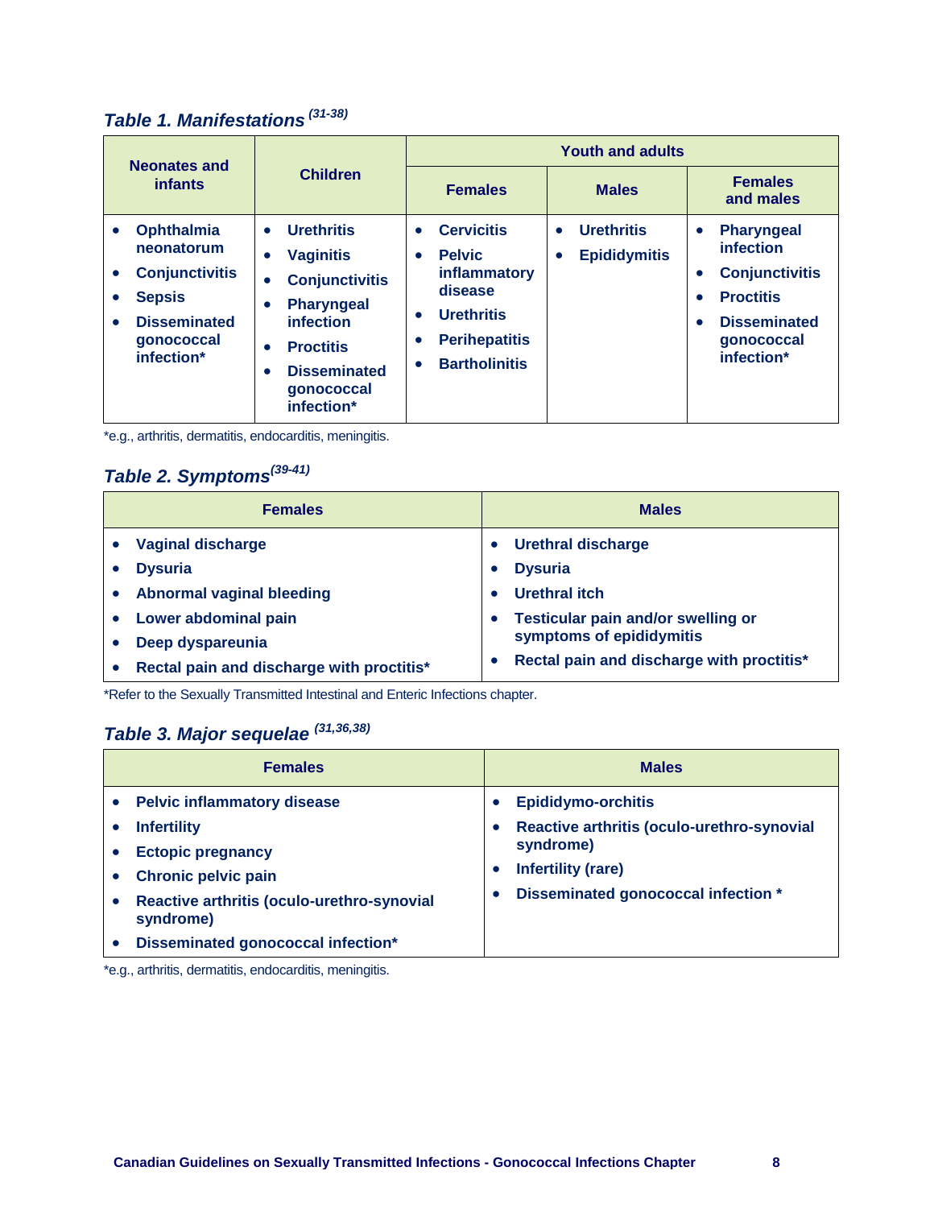### *Table 1. Manifestations [31-38]*

| Neonates and infants | Children | Youth and adults | | |
|---|---|---|---|---|
| | | **Females** | **Males** | **Females and males** |
| • Ophthalmia neonatorum<br>• Conjunctivitis<br>• Sepsis<br>• Disseminated gonococcal infection* | • Urethritis<br>• Vaginitis<br>• Conjunctivitis<br>• Pharyngeal infection<br>• Proctitis<br>• Disseminated gonococcal infection* | • Cervicitis<br>• Pelvic inflammatory disease<br>• Urethritis<br>• Perihepatitis<br>• Bartholinitis | • Urethritis<br>• Epididymitis | • Pharyngeal infection<br>• Conjunctivitis<br>• Proctitis<br>• Disseminated gonococcal infection* |

*e.g., arthritis, dermatitis, endocarditis, meningitis.

### *Table 2. Symptoms [39-41]*

| Females | Males |
|---|---|
| • Vaginal discharge<br>• Dysuria<br>• Abnormal vaginal bleeding<br>• Lower abdominal pain<br>• Deep dyspareunia<br>• Rectal pain and discharge with proctitis* | • Urethral discharge<br>• Dysuria<br>• Urethral itch<br>• Testicular pain and/or swelling or symptoms of epididymitis<br>• Rectal pain and discharge with proctitis* |

*Refer to the Sexually Transmitted Intestinal and Enteric Infections chapter.

### *Table 3. Major sequelae [31,36,38]*

| Females | Males |
|---|---|
| • Pelvic inflammatory disease<br>• Infertility<br>• Ectopic pregnancy<br>• Chronic pelvic pain<br>• Reactive arthritis (oculo-urethro-synovial syndrome)<br>• Disseminated gonococcal infection* | • Epididymo-orchitis<br>• Reactive arthritis (oculo-urethro-synovial syndrome)<br>• Infertility (rare)<br>• Disseminated gonococcal infection * |

*e.g., arthritis, dermatitis, endocarditis, meningitis.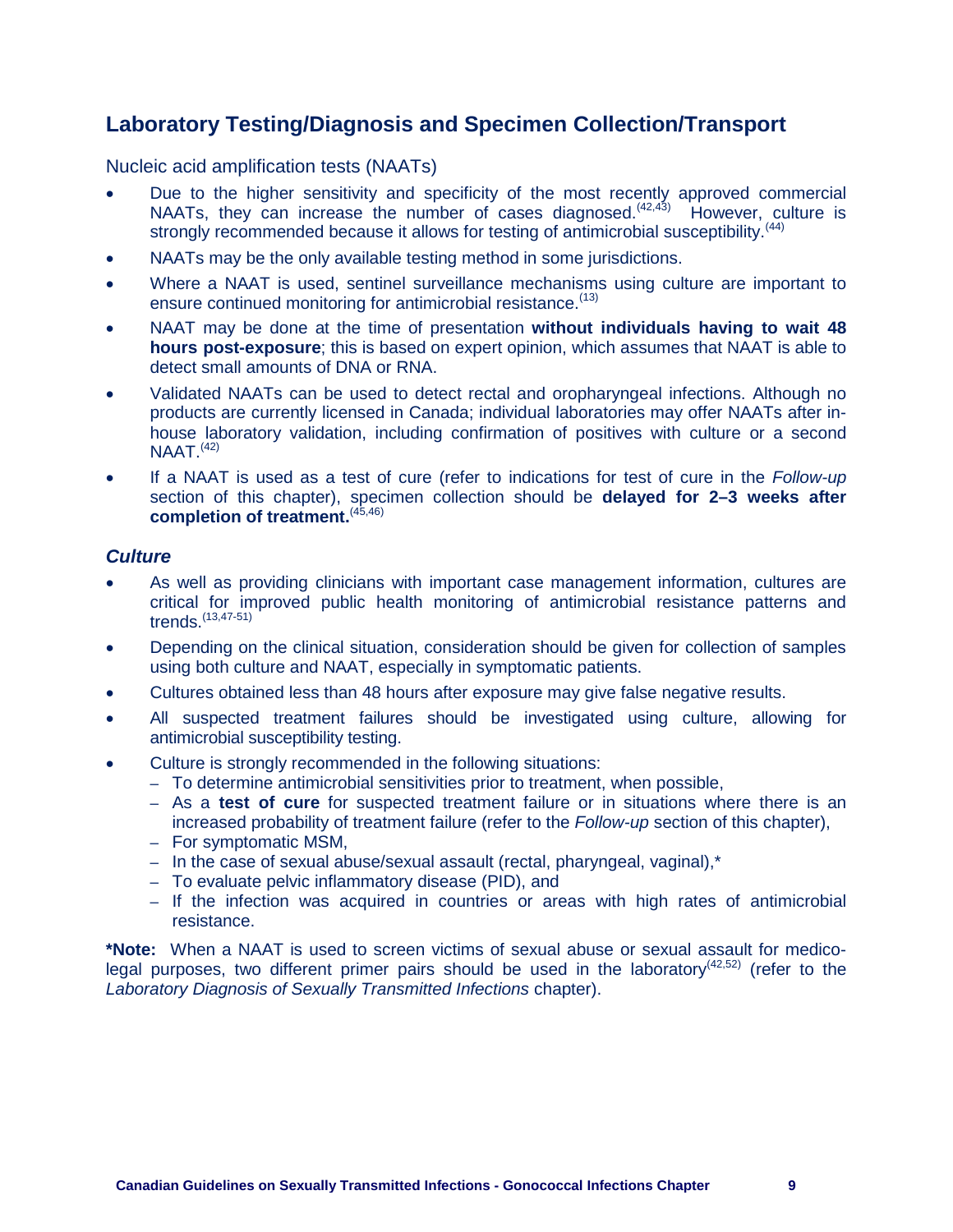## Laboratory Testing/Diagnosis and Specimen Collection/Transport

Nucleic acid amplification tests (NAATs)

- Due to the higher sensitivity and specificity of the most recently approved commercial NAATs, they can increase the number of cases diagnosed.[42,43] However, culture is strongly recommended because it allows for testing of antimicrobial susceptibility.[44]
- NAATs may be the only available testing method in some jurisdictions.
- Where a NAAT is used, sentinel surveillance mechanisms using culture are important to ensure continued monitoring for antimicrobial resistance.[13]
- NAAT may be done at the time of presentation **without individuals having to wait 48 hours post-exposure**; this is based on expert opinion, which assumes that NAAT is able to detect small amounts of DNA or RNA.
- Validated NAATs can be used to detect rectal and oropharyngeal infections. Although no products are currently licensed in Canada; individual laboratories may offer NAATs after in-house laboratory validation, including confirmation of positives with culture or a second NAAT.[42]
- If a NAAT is used as a test of cure (refer to indications for test of cure in the *Follow-up* section of this chapter), specimen collection should be **delayed for 2–3 weeks after completion of treatment.**[45,46]

### *Culture*

- As well as providing clinicians with important case management information, cultures are critical for improved public health monitoring of antimicrobial resistance patterns and trends.[13,47-51]
- Depending on the clinical situation, consideration should be given for collection of samples using both culture and NAAT, especially in symptomatic patients.
- Cultures obtained less than 48 hours after exposure may give false negative results.
- All suspected treatment failures should be investigated using culture, allowing for antimicrobial susceptibility testing.
- Culture is strongly recommended in the following situations:
  - To determine antimicrobial sensitivities prior to treatment, when possible,
  - As a **test of cure** for suspected treatment failure or in situations where there is an increased probability of treatment failure (refer to the *Follow-up* section of this chapter),
  - For symptomatic MSM,
  - In the case of sexual abuse/sexual assault (rectal, pharyngeal, vaginal),*
  - To evaluate pelvic inflammatory disease (PID), and
  - If the infection was acquired in countries or areas with high rates of antimicrobial resistance.

**\*Note:** When a NAAT is used to screen victims of sexual abuse or sexual assault for medico-legal purposes, two different primer pairs should be used in the laboratory[42,52] (refer to the *Laboratory Diagnosis of Sexually Transmitted Infections* chapter).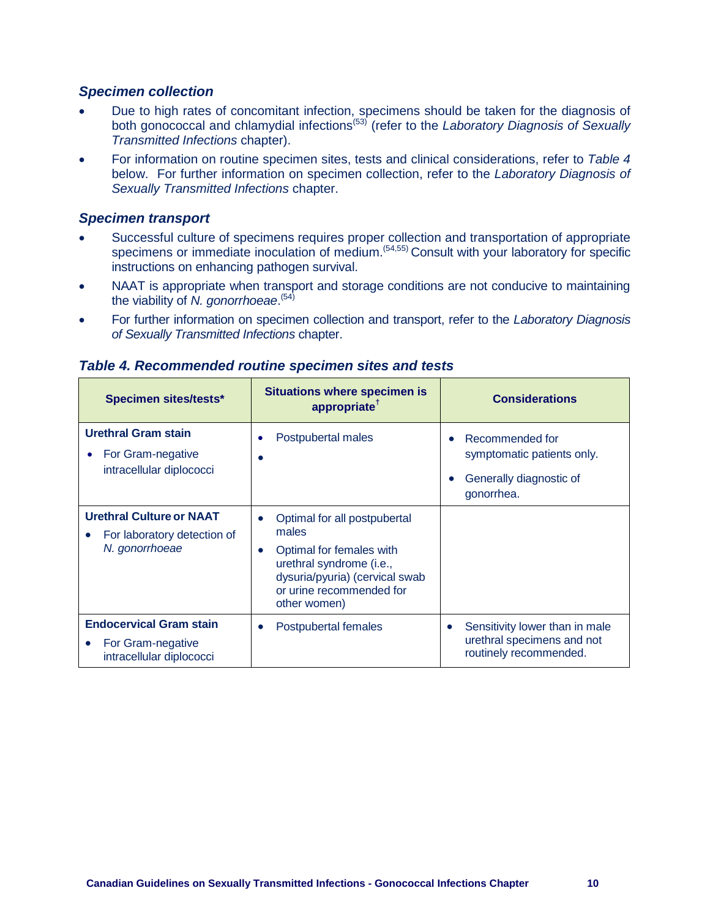### *Specimen collection*

- Due to high rates of concomitant infection, specimens should be taken for the diagnosis of both gonococcal and chlamydial infections[53] (refer to the *Laboratory Diagnosis of Sexually Transmitted Infections* chapter).
- For information on routine specimen sites, tests and clinical considerations, refer to *Table 4* below. For further information on specimen collection, refer to the *Laboratory Diagnosis of Sexually Transmitted Infections* chapter.

### *Specimen transport*

- Successful culture of specimens requires proper collection and transportation of appropriate specimens or immediate inoculation of medium.[54,55] Consult with your laboratory for specific instructions on enhancing pathogen survival.
- NAAT is appropriate when transport and storage conditions are not conducive to maintaining the viability of *N. gonorrhoeae*.[54]
- For further information on specimen collection and transport, refer to the *Laboratory Diagnosis of Sexually Transmitted Infections* chapter.

### *Table 4. Recommended routine specimen sites and tests*

| Specimen sites/tests* | Situations where specimen is appropriate† | Considerations |
|---|---|---|
| **Urethral Gram stain**<br>• For Gram-negative intracellular diplococci | • Postpubertal males<br>• | • Recommended for symptomatic patients only.<br>• Generally diagnostic of gonorrhea. |
| **Urethral Culture or NAAT**<br>• For laboratory detection of *N. gonorrhoeae* | • Optimal for all postpubertal males<br>• Optimal for females with urethral syndrome (i.e., dysuria/pyuria) (cervical swab or urine recommended for other women) | |
| **Endocervical Gram stain**<br>• For Gram-negative intracellular diplococci | • Postpubertal females | • Sensitivity lower than in male urethral specimens and not routinely recommended. |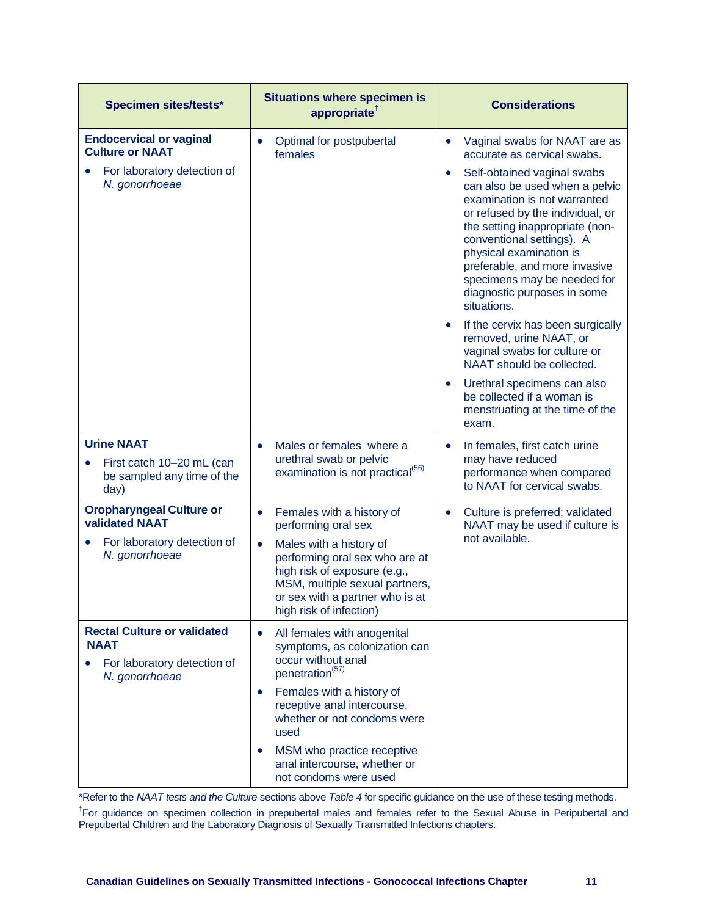| Specimen sites/tests* | Situations where specimen is appropriate† | Considerations |
|---|---|---|
| **Endocervical or vaginal Culture or NAAT**<br>• For laboratory detection of *N. gonorrhoeae* | • Optimal for postpubertal females | • Vaginal swabs for NAAT are as accurate as cervical swabs.<br>• Self-obtained vaginal swabs can also be used when a pelvic examination is not warranted or refused by the individual, or the setting inappropriate (non-conventional settings). A physical examination is preferable, and more invasive specimens may be needed for diagnostic purposes in some situations.<br>• If the cervix has been surgically removed, urine NAAT, or vaginal swabs for culture or NAAT should be collected.<br>• Urethral specimens can also be collected if a woman is menstruating at the time of the exam. |
| **Urine NAAT**<br>• First catch 10–20 mL (can be sampled any time of the day) | • Males or females where a urethral swab or pelvic examination is not practical[56] | • In females, first catch urine may have reduced performance when compared to NAAT for cervical swabs. |
| **Oropharyngeal Culture or validated NAAT**<br>• For laboratory detection of *N. gonorrhoeae* | • Females with a history of performing oral sex<br>• Males with a history of performing oral sex who are at high risk of exposure (e.g., MSM, multiple sexual partners, or sex with a partner who is at high risk of infection) | • Culture is preferred; validated NAAT may be used if culture is not available. |
| **Rectal Culture or validated NAAT**<br>• For laboratory detection of *N. gonorrhoeae* | • All females with anogenital symptoms, as colonization can occur without anal penetration[57]<br>• Females with a history of receptive anal intercourse, whether or not condoms were used<br>• MSM who practice receptive anal intercourse, whether or not condoms were used | |

*Refer to the *NAAT tests and the Culture* sections above *Table 4* for specific guidance on the use of these testing methods.

†For guidance on specimen collection in prepubertal males and females refer to the Sexual Abuse in Peripubertal and Prepubertal Children and the Laboratory Diagnosis of Sexually Transmitted Infections chapters.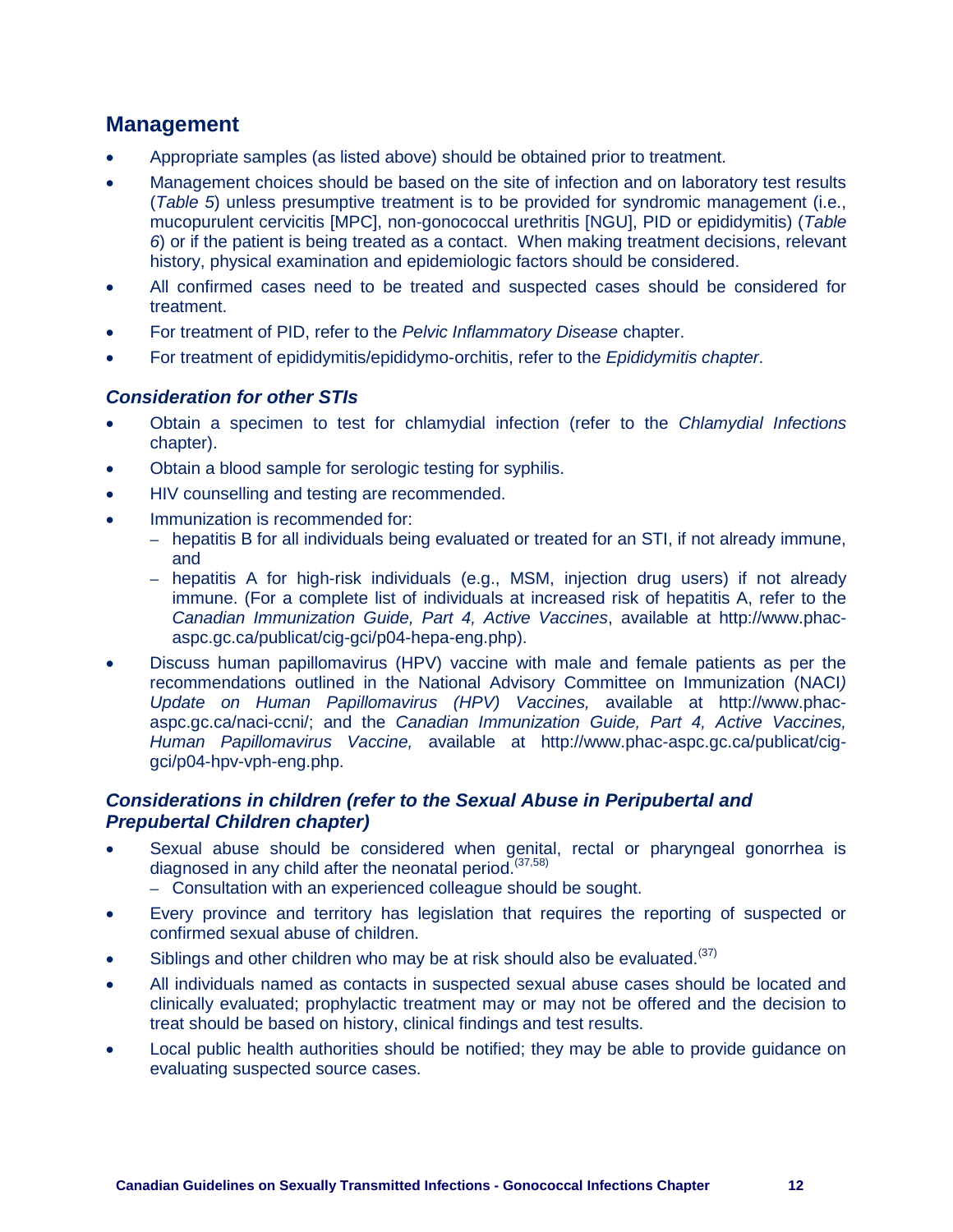## Management

- Appropriate samples (as listed above) should be obtained prior to treatment.
- Management choices should be based on the site of infection and on laboratory test results (*Table 5*) unless presumptive treatment is to be provided for syndromic management (i.e., mucopurulent cervicitis [MPC], non-gonococcal urethritis [NGU], PID or epididymitis) (*Table 6*) or if the patient is being treated as a contact. When making treatment decisions, relevant history, physical examination and epidemiologic factors should be considered.
- All confirmed cases need to be treated and suspected cases should be considered for treatment.
- For treatment of PID, refer to the *Pelvic Inflammatory Disease* chapter.
- For treatment of epididymitis/epididymo-orchitis, refer to the *Epididymitis chapter*.

### *Consideration for other STIs*

- Obtain a specimen to test for chlamydial infection (refer to the *Chlamydial Infections* chapter).
- Obtain a blood sample for serologic testing for syphilis.
- HIV counselling and testing are recommended.
- Immunization is recommended for:
  - hepatitis B for all individuals being evaluated or treated for an STI, if not already immune, and
  - hepatitis A for high-risk individuals (e.g., MSM, injection drug users) if not already immune. (For a complete list of individuals at increased risk of hepatitis A, refer to the *Canadian Immunization Guide, Part 4, Active Vaccines*, available at http://www.phac-aspc.gc.ca/publicat/cig-gci/p04-hepa-eng.php).
- Discuss human papillomavirus (HPV) vaccine with male and female patients as per the recommendations outlined in the National Advisory Committee on Immunization (NACI*) Update on Human Papillomavirus (HPV) Vaccines,* available at http://www.phac-aspc.gc.ca/naci-ccni/; and the *Canadian Immunization Guide, Part 4, Active Vaccines, Human Papillomavirus Vaccine,* available at http://www.phac-aspc.gc.ca/publicat/cig-gci/p04-hpv-vph-eng.php.

### *Considerations in children (refer to the Sexual Abuse in Peripubertal and Prepubertal Children chapter)*

- Sexual abuse should be considered when genital, rectal or pharyngeal gonorrhea is diagnosed in any child after the neonatal period.[37,58]
  - Consultation with an experienced colleague should be sought.
- Every province and territory has legislation that requires the reporting of suspected or confirmed sexual abuse of children.
- Siblings and other children who may be at risk should also be evaluated.[37]
- All individuals named as contacts in suspected sexual abuse cases should be located and clinically evaluated; prophylactic treatment may or may not be offered and the decision to treat should be based on history, clinical findings and test results.
- Local public health authorities should be notified; they may be able to provide guidance on evaluating suspected source cases.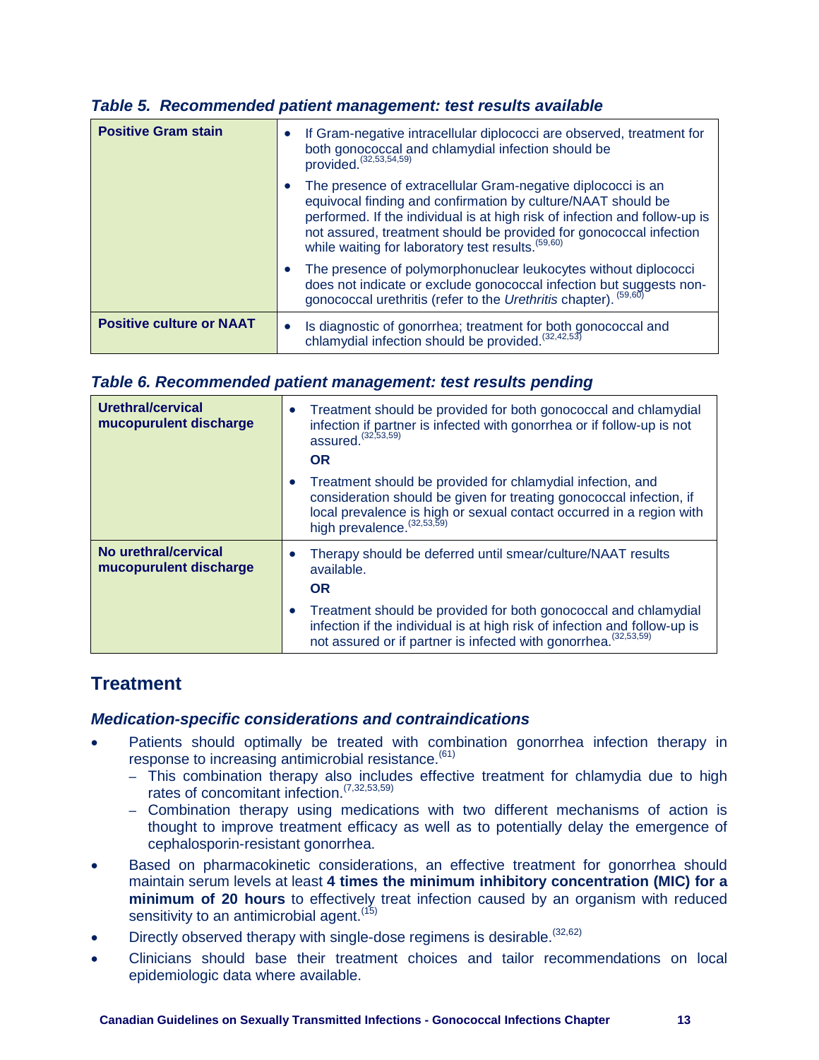*Table 5. Recommended patient management: test results available*

| | |
|---|---|
| **Positive Gram stain** | • If Gram-negative intracellular diplococci are observed, treatment for both gonococcal and chlamydial infection should be provided.[32,53,54,59]<br>• The presence of extracellular Gram-negative diplococci is an equivocal finding and confirmation by culture/NAAT should be performed. If the individual is at high risk of infection and follow-up is not assured, treatment should be provided for gonococcal infection while waiting for laboratory test results.[59,60]<br>• The presence of polymorphonuclear leukocytes without diplococci does not indicate or exclude gonococcal infection but suggests non-gonococcal urethritis (refer to the *Urethritis* chapter).[59,60] |
| **Positive culture or NAAT** | • Is diagnostic of gonorrhea; treatment for both gonococcal and chlamydial infection should be provided.[32,42,53] |

*Table 6. Recommended patient management: test results pending*

| | |
|---|---|
| **Urethral/cervical mucopurulent discharge** | • Treatment should be provided for both gonococcal and chlamydial infection if partner is infected with gonorrhea or if follow-up is not assured.[32,53,59]<br>**OR**<br>• Treatment should be provided for chlamydial infection, and consideration should be given for treating gonococcal infection, if local prevalence is high or sexual contact occurred in a region with high prevalence.[32,53,59] |
| **No urethral/cervical mucopurulent discharge** | • Therapy should be deferred until smear/culture/NAAT results available.<br>**OR**<br>• Treatment should be provided for both gonococcal and chlamydial infection if the individual is at high risk of infection and follow-up is not assured or if partner is infected with gonorrhea.[32,53,59] |

## Treatment

### *Medication-specific considerations and contraindications*

- Patients should optimally be treated with combination gonorrhea infection therapy in response to increasing antimicrobial resistance.[61]
  - This combination therapy also includes effective treatment for chlamydia due to high rates of concomitant infection.[7,32,53,59]
  - Combination therapy using medications with two different mechanisms of action is thought to improve treatment efficacy as well as to potentially delay the emergence of cephalosporin-resistant gonorrhea.
- Based on pharmacokinetic considerations, an effective treatment for gonorrhea should maintain serum levels at least **4 times the minimum inhibitory concentration (MIC) for a minimum of 20 hours** to effectively treat infection caused by an organism with reduced sensitivity to an antimicrobial agent.[15]
- Directly observed therapy with single-dose regimens is desirable.[32,62]
- Clinicians should base their treatment choices and tailor recommendations on local epidemiologic data where available.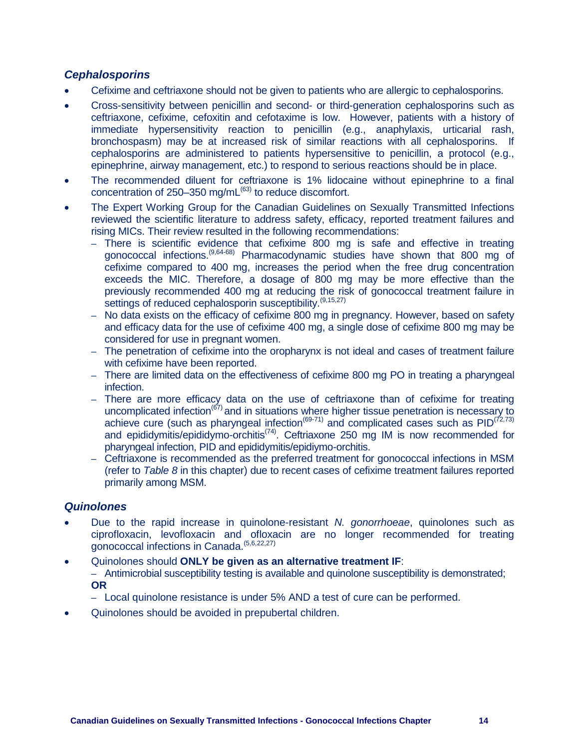### *Cephalosporins*

- Cefixime and ceftriaxone should not be given to patients who are allergic to cephalosporins.
- Cross-sensitivity between penicillin and second- or third-generation cephalosporins such as ceftriaxone, cefixime, cefoxitin and cefotaxime is low. However, patients with a history of immediate hypersensitivity reaction to penicillin (e.g., anaphylaxis, urticarial rash, bronchospasm) may be at increased risk of similar reactions with all cephalosporins. If cephalosporins are administered to patients hypersensitive to penicillin, a protocol (e.g., epinephrine, airway management, etc.) to respond to serious reactions should be in place.
- The recommended diluent for ceftriaxone is 1% lidocaine without epinephrine to a final concentration of 250–350 mg/mL[63] to reduce discomfort.
- The Expert Working Group for the Canadian Guidelines on Sexually Transmitted Infections reviewed the scientific literature to address safety, efficacy, reported treatment failures and rising MICs. Their review resulted in the following recommendations:
  - There is scientific evidence that cefixime 800 mg is safe and effective in treating gonococcal infections.[9,64-68] Pharmacodynamic studies have shown that 800 mg of cefixime compared to 400 mg, increases the period when the free drug concentration exceeds the MIC. Therefore, a dosage of 800 mg may be more effective than the previously recommended 400 mg at reducing the risk of gonococcal treatment failure in settings of reduced cephalosporin susceptibility.[9,15,27]
  - No data exists on the efficacy of cefixime 800 mg in pregnancy. However, based on safety and efficacy data for the use of cefixime 400 mg, a single dose of cefixime 800 mg may be considered for use in pregnant women.
  - The penetration of cefixime into the oropharynx is not ideal and cases of treatment failure with cefixime have been reported.
  - There are limited data on the effectiveness of cefixime 800 mg PO in treating a pharyngeal infection.
  - There are more efficacy data on the use of ceftriaxone than of cefixime for treating uncomplicated infection[67] and in situations where higher tissue penetration is necessary to achieve cure (such as pharyngeal infection[69-71] and complicated cases such as PID[72,73] and epididymitis/epididymo-orchitis[74]. Ceftriaxone 250 mg IM is now recommended for pharyngeal infection, PID and epididymitis/epidiymo-orchitis.
  - Ceftriaxone is recommended as the preferred treatment for gonococcal infections in MSM (refer to *Table 8* in this chapter) due to recent cases of cefixime treatment failures reported primarily among MSM.

### *Quinolones*

- Due to the rapid increase in quinolone-resistant *N. gonorrhoeae*, quinolones such as ciprofloxacin, levofloxacin and ofloxacin are no longer recommended for treating gonococcal infections in Canada.[5,6,22,27]
- Quinolones should **ONLY be given as an alternative treatment IF**:
  - Antimicrobial susceptibility testing is available and quinolone susceptibility is demonstrated;
  
  **OR**
  - Local quinolone resistance is under 5% AND a test of cure can be performed.
- Quinolones should be avoided in prepubertal children.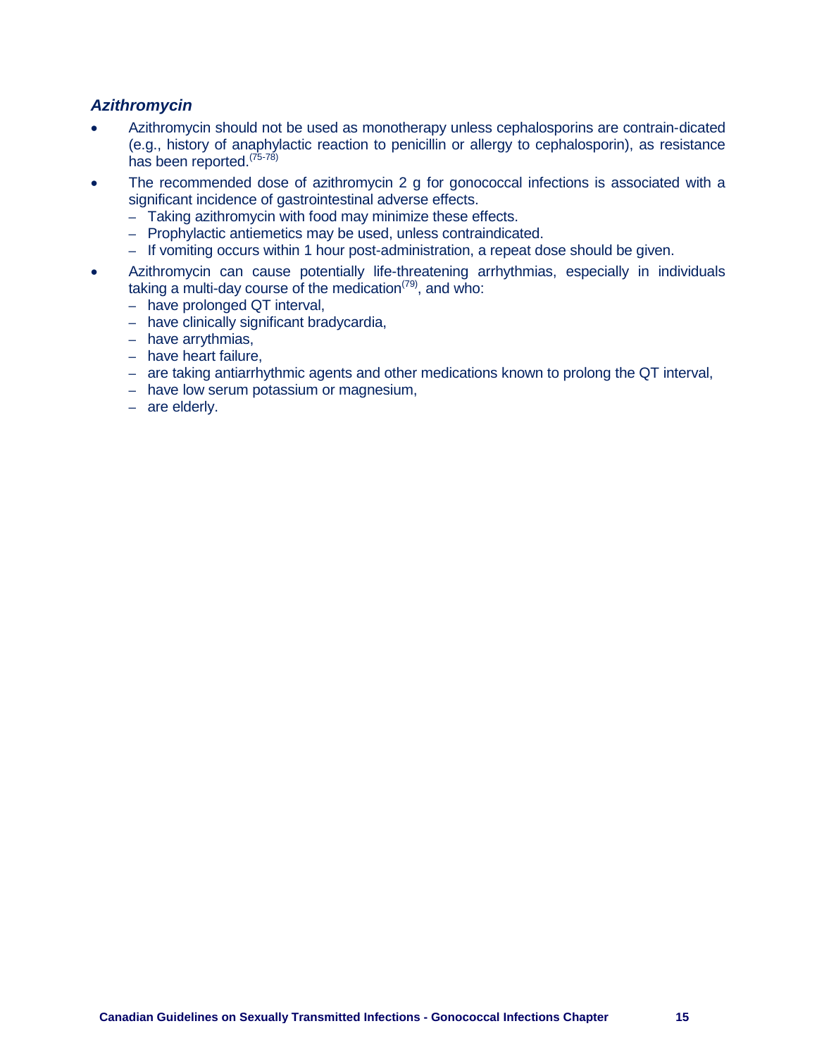### *Azithromycin*

- Azithromycin should not be used as monotherapy unless cephalosporins are contrain-dicated (e.g., history of anaphylactic reaction to penicillin or allergy to cephalosporin), as resistance has been reported.[75-78]
- The recommended dose of azithromycin 2 g for gonococcal infections is associated with a significant incidence of gastrointestinal adverse effects.
  - Taking azithromycin with food may minimize these effects.
  - Prophylactic antiemetics may be used, unless contraindicated.
  - If vomiting occurs within 1 hour post-administration, a repeat dose should be given.
- Azithromycin can cause potentially life-threatening arrhythmias, especially in individuals taking a multi-day course of the medication[79], and who:
  - have prolonged QT interval,
  - have clinically significant bradycardia,
  - have arrythmias,
  - have heart failure,
  - are taking antiarrhythmic agents and other medications known to prolong the QT interval,
  - have low serum potassium or magnesium,
  - are elderly.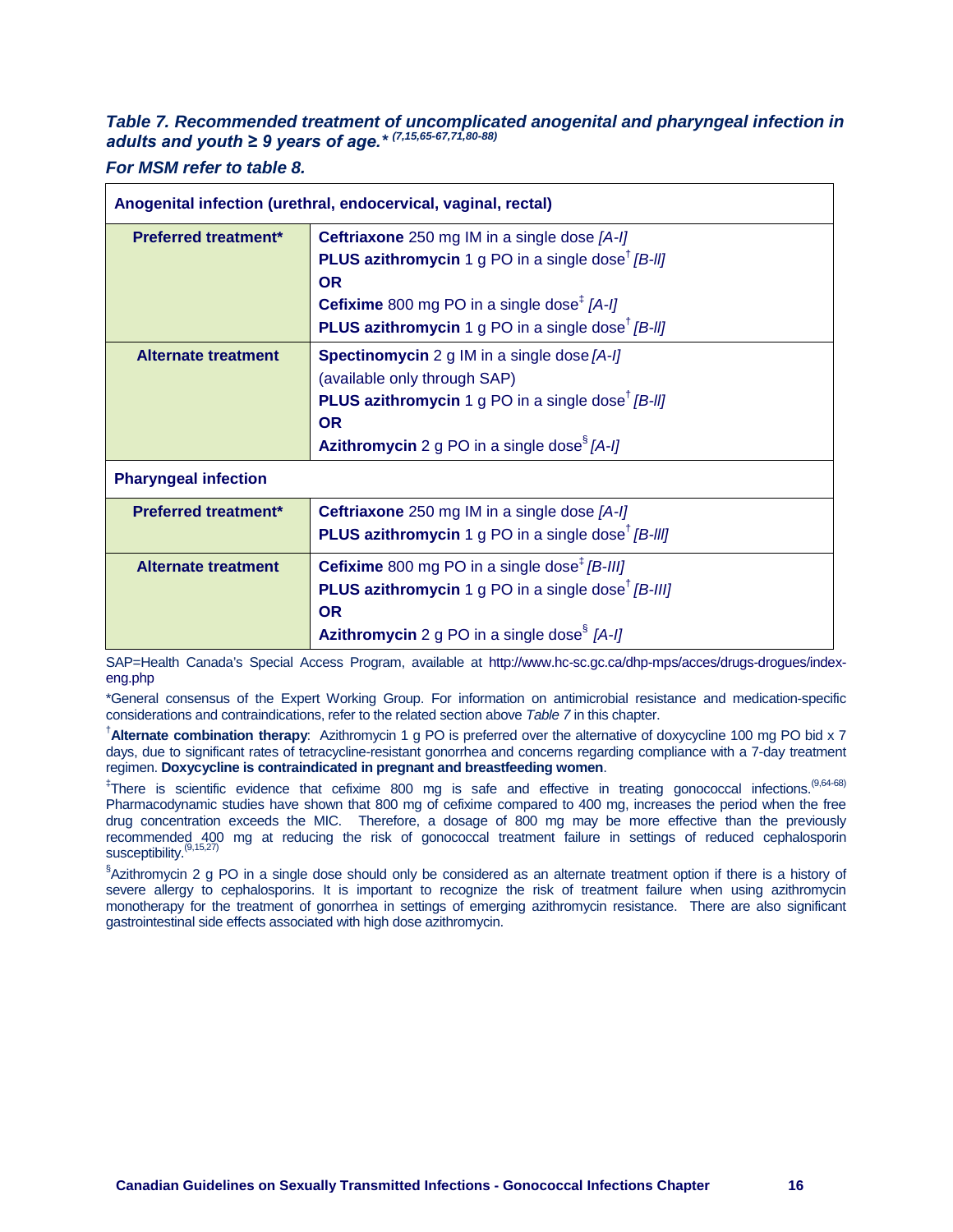***Table 7. Recommended treatment of uncomplicated anogenital and pharyngeal infection in adults and youth ≥ 9 years of age.**** *(7,15,65-67,71,80-88)*

***For MSM refer to table 8.***

| **Anogenital infection (urethral, endocervical, vaginal, rectal)** | |
|---|---|
| **Preferred treatment*** | **Ceftriaxone** 250 mg IM in a single dose *[A-I]*<br>**PLUS azithromycin** 1 g PO in a single dose† *[B-II]*<br>**OR**<br>**Cefixime** 800 mg PO in a single dose‡ *[A-I]*<br>**PLUS azithromycin** 1 g PO in a single dose† *[B-II]* |
| **Alternate treatment** | **Spectinomycin** 2 g IM in a single dose *[A-I]*<br>(available only through SAP)<br>**PLUS azithromycin** 1 g PO in a single dose† *[B-II]*<br>**OR**<br>**Azithromycin** 2 g PO in a single dose§ *[A-I]* |
| **Pharyngeal infection** | |
| **Preferred treatment*** | **Ceftriaxone** 250 mg IM in a single dose *[A-I]*<br>**PLUS azithromycin** 1 g PO in a single dose† *[B-III]* |
| **Alternate treatment** | **Cefixime** 800 mg PO in a single dose‡ *[B-III]*<br>**PLUS azithromycin** 1 g PO in a single dose† *[B-III]*<br>**OR**<br>**Azithromycin** 2 g PO in a single dose§ *[A-I]* |

SAP=Health Canada's Special Access Program, available at http://www.hc-sc.gc.ca/dhp-mps/acces/drugs-drogues/index-eng.php

*General consensus of the Expert Working Group. For information on antimicrobial resistance and medication-specific considerations and contraindications, refer to the related section above *Table 7* in this chapter.

†**Alternate combination therapy**: Azithromycin 1 g PO is preferred over the alternative of doxycycline 100 mg PO bid x 7 days, due to significant rates of tetracycline-resistant gonorrhea and concerns regarding compliance with a 7-day treatment regimen. **Doxycycline is contraindicated in pregnant and breastfeeding women**.

‡There is scientific evidence that cefixime 800 mg is safe and effective in treating gonococcal infections.(9,64-68) Pharmacodynamic studies have shown that 800 mg of cefixime compared to 400 mg, increases the period when the free drug concentration exceeds the MIC. Therefore, a dosage of 800 mg may be more effective than the previously recommended 400 mg at reducing the risk of gonococcal treatment failure in settings of reduced cephalosporin susceptibility.(9,15,27)

§Azithromycin 2 g PO in a single dose should only be considered as an alternate treatment option if there is a history of severe allergy to cephalosporins. It is important to recognize the risk of treatment failure when using azithromycin monotherapy for the treatment of gonorrhea in settings of emerging azithromycin resistance. There are also significant gastrointestinal side effects associated with high dose azithromycin.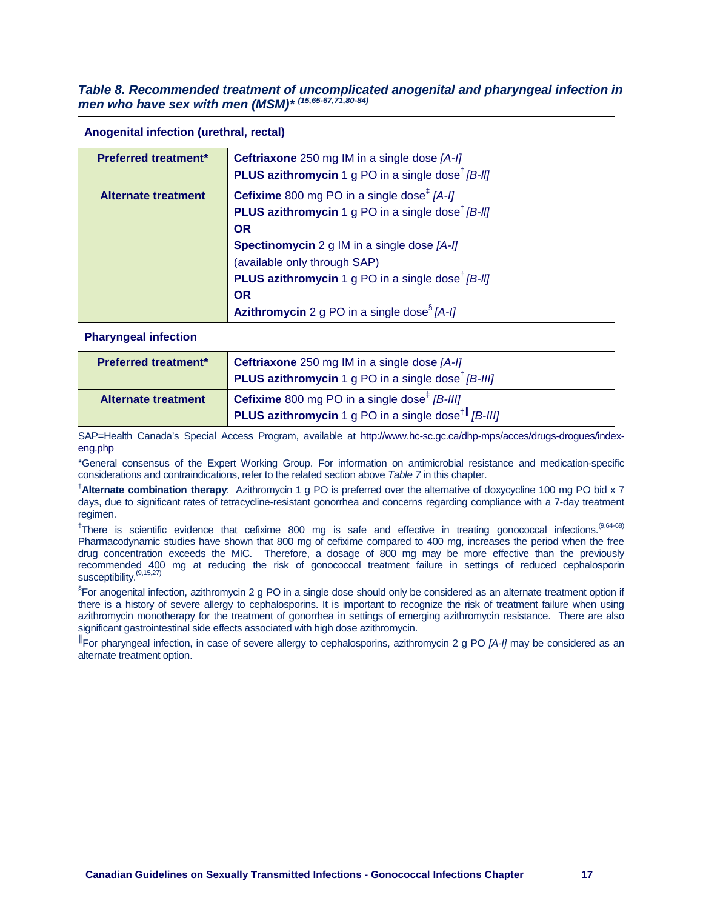***Table 8. Recommended treatment of uncomplicated anogenital and pharyngeal infection in men who have sex with men (MSM)**** *(15,65-67,71,80-84)*

| Anogenital infection (urethral, rectal) | |
|---|---|
| **Preferred treatment*** | **Ceftriaxone** 250 mg IM in a single dose *[A-I]*<br>**PLUS azithromycin** 1 g PO in a single dose† *[B-II]* |
| **Alternate treatment** | **Cefixime** 800 mg PO in a single dose‡ *[A-I]*<br>**PLUS azithromycin** 1 g PO in a single dose† *[B-II]*<br>**OR**<br>**Spectinomycin** 2 g IM in a single dose *[A-I]*<br>(available only through SAP)<br>**PLUS azithromycin** 1 g PO in a single dose† *[B-II]*<br>**OR**<br>**Azithromycin** 2 g PO in a single dose§ *[A-I]* |
| **Pharyngeal infection** | |
| **Preferred treatment*** | **Ceftriaxone** 250 mg IM in a single dose *[A-I]*<br>**PLUS azithromycin** 1 g PO in a single dose† *[B-III]* |
| **Alternate treatment** | **Cefixime** 800 mg PO in a single dose‡ *[B-III]*<br>**PLUS azithromycin** 1 g PO in a single dose†‖ *[B-III]* |

SAP=Health Canada's Special Access Program, available at http://www.hc-sc.gc.ca/dhp-mps/acces/drugs-drogues/index-eng.php

*General consensus of the Expert Working Group. For information on antimicrobial resistance and medication-specific considerations and contraindications, refer to the related section above *Table 7* in this chapter.

†**Alternate combination therapy**: Azithromycin 1 g PO is preferred over the alternative of doxycycline 100 mg PO bid x 7 days, due to significant rates of tetracycline-resistant gonorrhea and concerns regarding compliance with a 7-day treatment regimen.

‡There is scientific evidence that cefixime 800 mg is safe and effective in treating gonococcal infections.[9,64-68] Pharmacodynamic studies have shown that 800 mg of cefixime compared to 400 mg, increases the period when the free drug concentration exceeds the MIC. Therefore, a dosage of 800 mg may be more effective than the previously recommended 400 mg at reducing the risk of gonococcal treatment failure in settings of reduced cephalosporin susceptibility.[9,15,27]

§For anogenital infection, azithromycin 2 g PO in a single dose should only be considered as an alternate treatment option if there is a history of severe allergy to cephalosporins. It is important to recognize the risk of treatment failure when using azithromycin monotherapy for the treatment of gonorrhea in settings of emerging azithromycin resistance. There are also significant gastrointestinal side effects associated with high dose azithromycin.

‖For pharyngeal infection, in case of severe allergy to cephalosporins, azithromycin 2 g PO *[A-I]* may be considered as an alternate treatment option.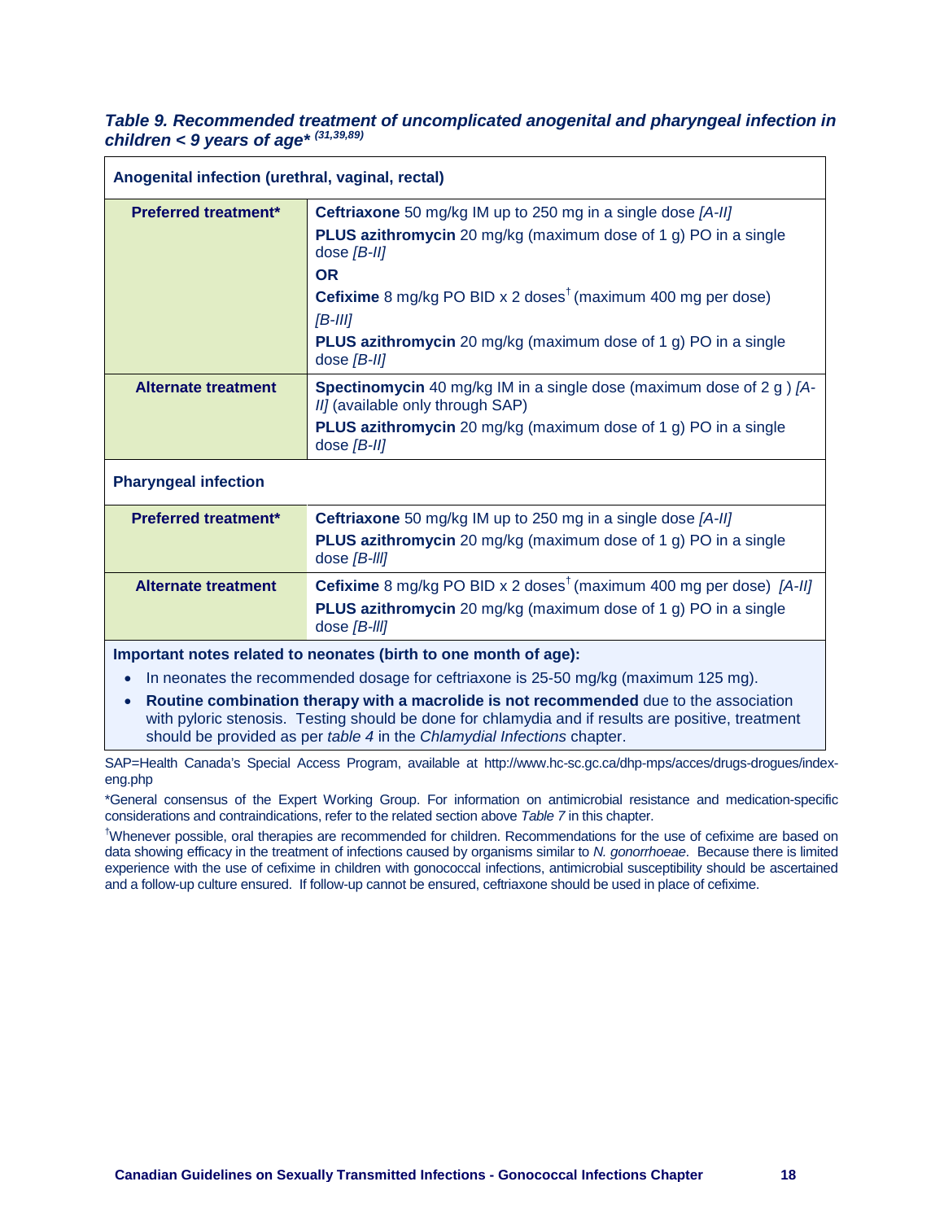***Table 9. Recommended treatment of uncomplicated anogenital and pharyngeal infection in children < 9 years of age**** *[(31,39,89)]*

| **Anogenital infection (urethral, vaginal, rectal)** | |
|---|---|
| **Preferred treatment*** | **Ceftriaxone** 50 mg/kg IM up to 250 mg in a single dose *[A-II]*<br>**PLUS azithromycin** 20 mg/kg (maximum dose of 1 g) PO in a single dose *[B-II]*<br>**OR**<br>**Cefixime** 8 mg/kg PO BID x 2 doses[†] (maximum 400 mg per dose) *[B-III]*<br>**PLUS azithromycin** 20 mg/kg (maximum dose of 1 g) PO in a single dose *[B-II]* |
| **Alternate treatment** | **Spectinomycin** 40 mg/kg IM in a single dose (maximum dose of 2 g ) *[A-II]* (available only through SAP)<br>**PLUS azithromycin** 20 mg/kg (maximum dose of 1 g) PO in a single dose *[B-II]* |
| **Pharyngeal infection** | |
| **Preferred treatment*** | **Ceftriaxone** 50 mg/kg IM up to 250 mg in a single dose *[A-II]*<br>**PLUS azithromycin** 20 mg/kg (maximum dose of 1 g) PO in a single dose *[B-III]* |
| **Alternate treatment** | **Cefixime** 8 mg/kg PO BID x 2 doses[†] (maximum 400 mg per dose) *[A-II]*<br>**PLUS azithromycin** 20 mg/kg (maximum dose of 1 g) PO in a single dose *[B-III]* |

**Important notes related to neonates (birth to one month of age):**

- In neonates the recommended dosage for ceftriaxone is 25-50 mg/kg (maximum 125 mg).
- **Routine combination therapy with a macrolide is not recommended** due to the association with pyloric stenosis. Testing should be done for chlamydia and if results are positive, treatment should be provided as per *table 4* in the *Chlamydial Infections* chapter.

SAP=Health Canada's Special Access Program, available at http://www.hc-sc.gc.ca/dhp-mps/acces/drugs-drogues/index-eng.php

*General consensus of the Expert Working Group. For information on antimicrobial resistance and medication-specific considerations and contraindications, refer to the related section above *Table 7* in this chapter.

[†]Whenever possible, oral therapies are recommended for children. Recommendations for the use of cefixime are based on data showing efficacy in the treatment of infections caused by organisms similar to *N. gonorrhoeae*. Because there is limited experience with the use of cefixime in children with gonococcal infections, antimicrobial susceptibility should be ascertained and a follow-up culture ensured. If follow-up cannot be ensured, ceftriaxone should be used in place of cefixime.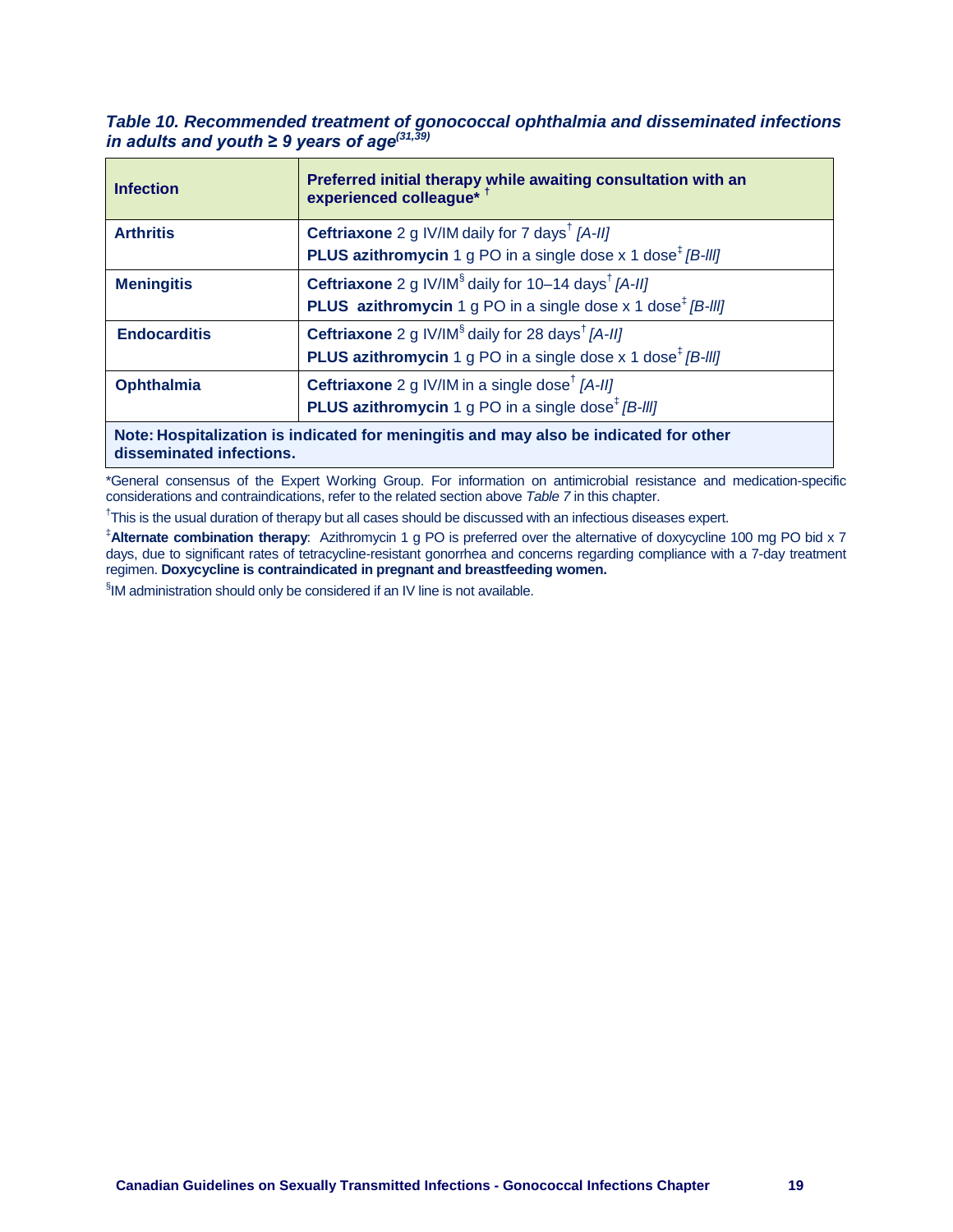***Table 10. Recommended treatment of gonococcal ophthalmia and disseminated infections in adults and youth ≥ 9 years of age[(31,39)]***

| Infection | Preferred initial therapy while awaiting consultation with an experienced colleague* † |
|---|---|
| **Arthritis** | **Ceftriaxone** 2 g IV/IM daily for 7 days† *[A-II]*<br>**PLUS azithromycin** 1 g PO in a single dose x 1 dose‡ *[B-III]* |
| **Meningitis** | **Ceftriaxone** 2 g IV/IM§ daily for 10–14 days† *[A-II]*<br>**PLUS azithromycin** 1 g PO in a single dose x 1 dose‡ *[B-III]* |
| **Endocarditis** | **Ceftriaxone** 2 g IV/IM§ daily for 28 days† *[A-II]*<br>**PLUS azithromycin** 1 g PO in a single dose x 1 dose‡ *[B-III]* |
| **Ophthalmia** | **Ceftriaxone** 2 g IV/IM in a single dose† *[A-II]*<br>**PLUS azithromycin** 1 g PO in a single dose‡ *[B-III]* |
| **Note: Hospitalization is indicated for meningitis and may also be indicated for other disseminated infections.** | |

*General consensus of the Expert Working Group. For information on antimicrobial resistance and medication-specific considerations and contraindications, refer to the related section above *Table 7* in this chapter.

†This is the usual duration of therapy but all cases should be discussed with an infectious diseases expert.

‡**Alternate combination therapy**: Azithromycin 1 g PO is preferred over the alternative of doxycycline 100 mg PO bid x 7 days, due to significant rates of tetracycline-resistant gonorrhea and concerns regarding compliance with a 7-day treatment regimen. **Doxycycline is contraindicated in pregnant and breastfeeding women.**

§IM administration should only be considered if an IV line is not available.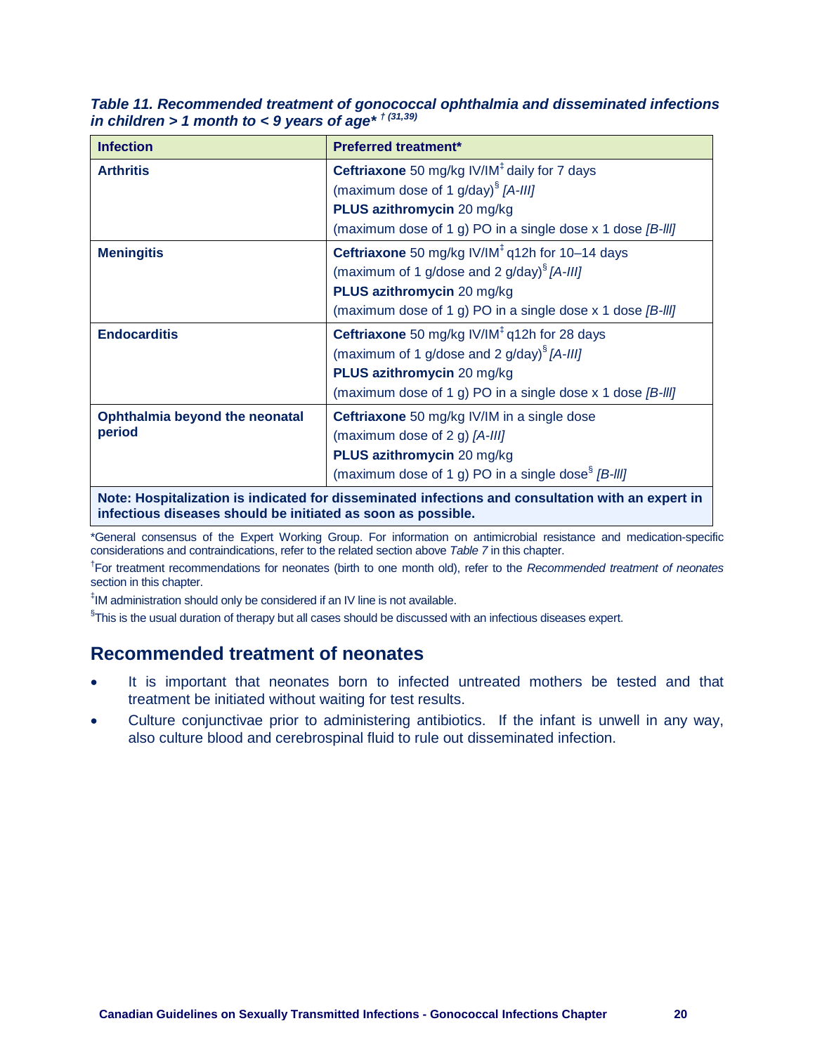*Table 11. Recommended treatment of gonococcal ophthalmia and disseminated infections in children > 1 month to < 9 years of age* † (31,39)*

| Infection | Preferred treatment* |
|---|---|
| **Arthritis** | **Ceftriaxone** 50 mg/kg IV/IM‡ daily for 7 days (maximum dose of 1 g/day)§ *[A-III]* **PLUS azithromycin** 20 mg/kg (maximum dose of 1 g) PO in a single dose x 1 dose *[B-III]* |
| **Meningitis** | **Ceftriaxone** 50 mg/kg IV/IM‡ q12h for 10–14 days (maximum of 1 g/dose and 2 g/day)§ *[A-III]* **PLUS azithromycin** 20 mg/kg (maximum dose of 1 g) PO in a single dose x 1 dose *[B-III]* |
| **Endocarditis** | **Ceftriaxone** 50 mg/kg IV/IM‡ q12h for 28 days (maximum of 1 g/dose and 2 g/day)§ *[A-III]* **PLUS azithromycin** 20 mg/kg (maximum dose of 1 g) PO in a single dose x 1 dose *[B-III]* |
| **Ophthalmia beyond the neonatal period** | **Ceftriaxone** 50 mg/kg IV/IM in a single dose (maximum dose of 2 g) *[A-III]* **PLUS azithromycin** 20 mg/kg (maximum dose of 1 g) PO in a single dose§ *[B-III]* |
| **Note: Hospitalization is indicated for disseminated infections and consultation with an expert in infectious diseases should be initiated as soon as possible.** | |

*General consensus of the Expert Working Group. For information on antimicrobial resistance and medication-specific considerations and contraindications, refer to the related section above *Table 7* in this chapter.

†For treatment recommendations for neonates (birth to one month old), refer to the *Recommended treatment of neonates* section in this chapter.

‡IM administration should only be considered if an IV line is not available.

§This is the usual duration of therapy but all cases should be discussed with an infectious diseases expert.

## Recommended treatment of neonates

- It is important that neonates born to infected untreated mothers be tested and that treatment be initiated without waiting for test results.
- Culture conjunctivae prior to administering antibiotics. If the infant is unwell in any way, also culture blood and cerebrospinal fluid to rule out disseminated infection.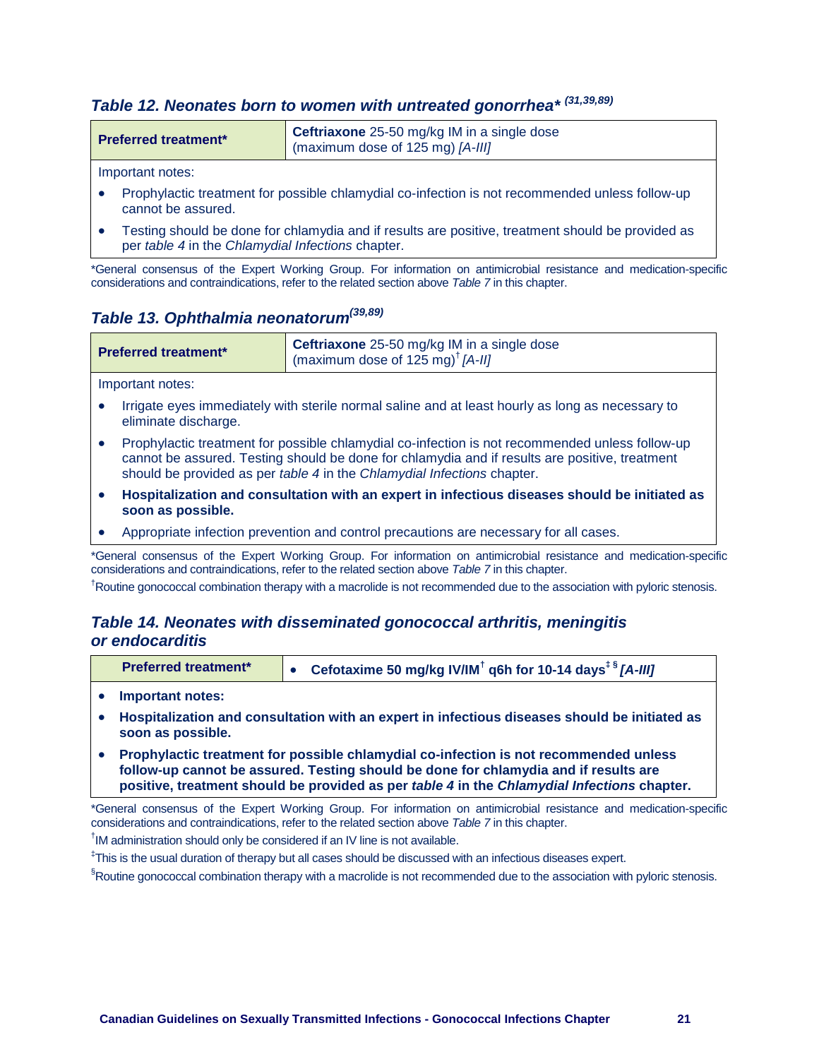### *Table 12. Neonates born to women with untreated gonorrhea\* (31,39,89)*

| **Preferred treatment\*** | **Ceftriaxone** 25-50 mg/kg IM in a single dose (maximum dose of 125 mg) *[A-III]* |
|---|---|

Important notes:

- Prophylactic treatment for possible chlamydial co-infection is not recommended unless follow-up cannot be assured.
- Testing should be done for chlamydia and if results are positive, treatment should be provided as per *table 4* in the *Chlamydial Infections* chapter.

\*General consensus of the Expert Working Group. For information on antimicrobial resistance and medication-specific considerations and contraindications, refer to the related section above *Table 7* in this chapter.

### *Table 13. Ophthalmia neonatorum(39,89)*

| **Preferred treatment\*** | **Ceftriaxone** 25-50 mg/kg IM in a single dose (maximum dose of 125 mg)† *[A-II]* |
|---|---|

Important notes:

- Irrigate eyes immediately with sterile normal saline and at least hourly as long as necessary to eliminate discharge.
- Prophylactic treatment for possible chlamydial co-infection is not recommended unless follow-up cannot be assured. Testing should be done for chlamydia and if results are positive, treatment should be provided as per *table 4* in the *Chlamydial Infections* chapter.
- **Hospitalization and consultation with an expert in infectious diseases should be initiated as soon as possible.**
- Appropriate infection prevention and control precautions are necessary for all cases.

\*General consensus of the Expert Working Group. For information on antimicrobial resistance and medication-specific considerations and contraindications, refer to the related section above *Table 7* in this chapter.

†Routine gonococcal combination therapy with a macrolide is not recommended due to the association with pyloric stenosis.

### *Table 14. Neonates with disseminated gonococcal arthritis, meningitis or endocarditis*

| **Preferred treatment\*** | **Cefotaxime 50 mg/kg IV/IM† q6h for 10-14 days‡ § *[A-III]*** |
|---|---|

- **Important notes:**
- **Hospitalization and consultation with an expert in infectious diseases should be initiated as soon as possible.**
- **Prophylactic treatment for possible chlamydial co-infection is not recommended unless follow-up cannot be assured. Testing should be done for chlamydia and if results are positive, treatment should be provided as per *table 4* in the *Chlamydial Infections* chapter.**

\*General consensus of the Expert Working Group. For information on antimicrobial resistance and medication-specific considerations and contraindications, refer to the related section above *Table 7* in this chapter.

†IM administration should only be considered if an IV line is not available.

‡This is the usual duration of therapy but all cases should be discussed with an infectious diseases expert.

§Routine gonococcal combination therapy with a macrolide is not recommended due to the association with pyloric stenosis.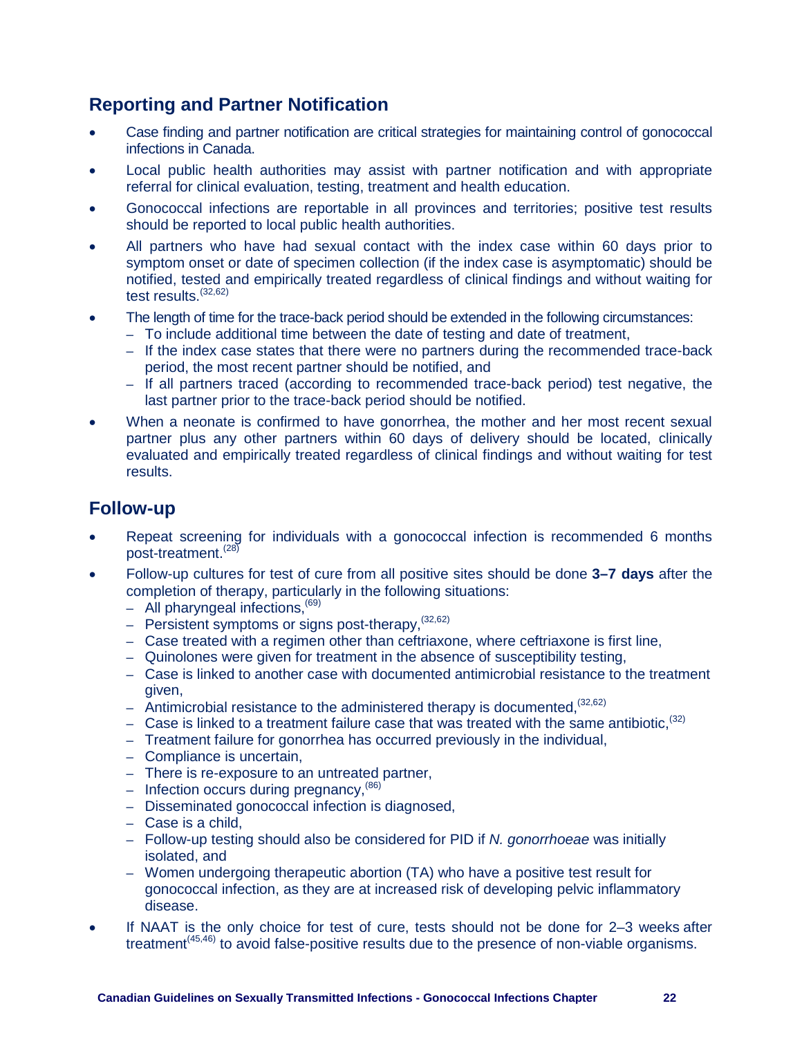## Reporting and Partner Notification

- Case finding and partner notification are critical strategies for maintaining control of gonococcal infections in Canada.
- Local public health authorities may assist with partner notification and with appropriate referral for clinical evaluation, testing, treatment and health education.
- Gonococcal infections are reportable in all provinces and territories; positive test results should be reported to local public health authorities.
- All partners who have had sexual contact with the index case within 60 days prior to symptom onset or date of specimen collection (if the index case is asymptomatic) should be notified, tested and empirically treated regardless of clinical findings and without waiting for test results.[32,62]
- The length of time for the trace-back period should be extended in the following circumstances:
  - To include additional time between the date of testing and date of treatment,
  - If the index case states that there were no partners during the recommended trace-back period, the most recent partner should be notified, and
  - If all partners traced (according to recommended trace-back period) test negative, the last partner prior to the trace-back period should be notified.
- When a neonate is confirmed to have gonorrhea, the mother and her most recent sexual partner plus any other partners within 60 days of delivery should be located, clinically evaluated and empirically treated regardless of clinical findings and without waiting for test results.

## Follow-up

- Repeat screening for individuals with a gonococcal infection is recommended 6 months post-treatment.[28]
- Follow-up cultures for test of cure from all positive sites should be done **3–7 days** after the completion of therapy, particularly in the following situations:
  - All pharyngeal infections,[69]
  - Persistent symptoms or signs post-therapy,[32,62]
  - Case treated with a regimen other than ceftriaxone, where ceftriaxone is first line,
  - Quinolones were given for treatment in the absence of susceptibility testing,
  - Case is linked to another case with documented antimicrobial resistance to the treatment given,
  - Antimicrobial resistance to the administered therapy is documented,[32,62]
  - Case is linked to a treatment failure case that was treated with the same antibiotic,[32]
  - Treatment failure for gonorrhea has occurred previously in the individual,
  - Compliance is uncertain,
  - There is re-exposure to an untreated partner,
  - Infection occurs during pregnancy,[86]
  - Disseminated gonococcal infection is diagnosed,
  - Case is a child,
  - Follow-up testing should also be considered for PID if *N. gonorrhoeae* was initially isolated, and
  - Women undergoing therapeutic abortion (TA) who have a positive test result for gonococcal infection, as they are at increased risk of developing pelvic inflammatory disease.
- If NAAT is the only choice for test of cure, tests should not be done for 2–3 weeks after treatment[45,46] to avoid false-positive results due to the presence of non-viable organisms.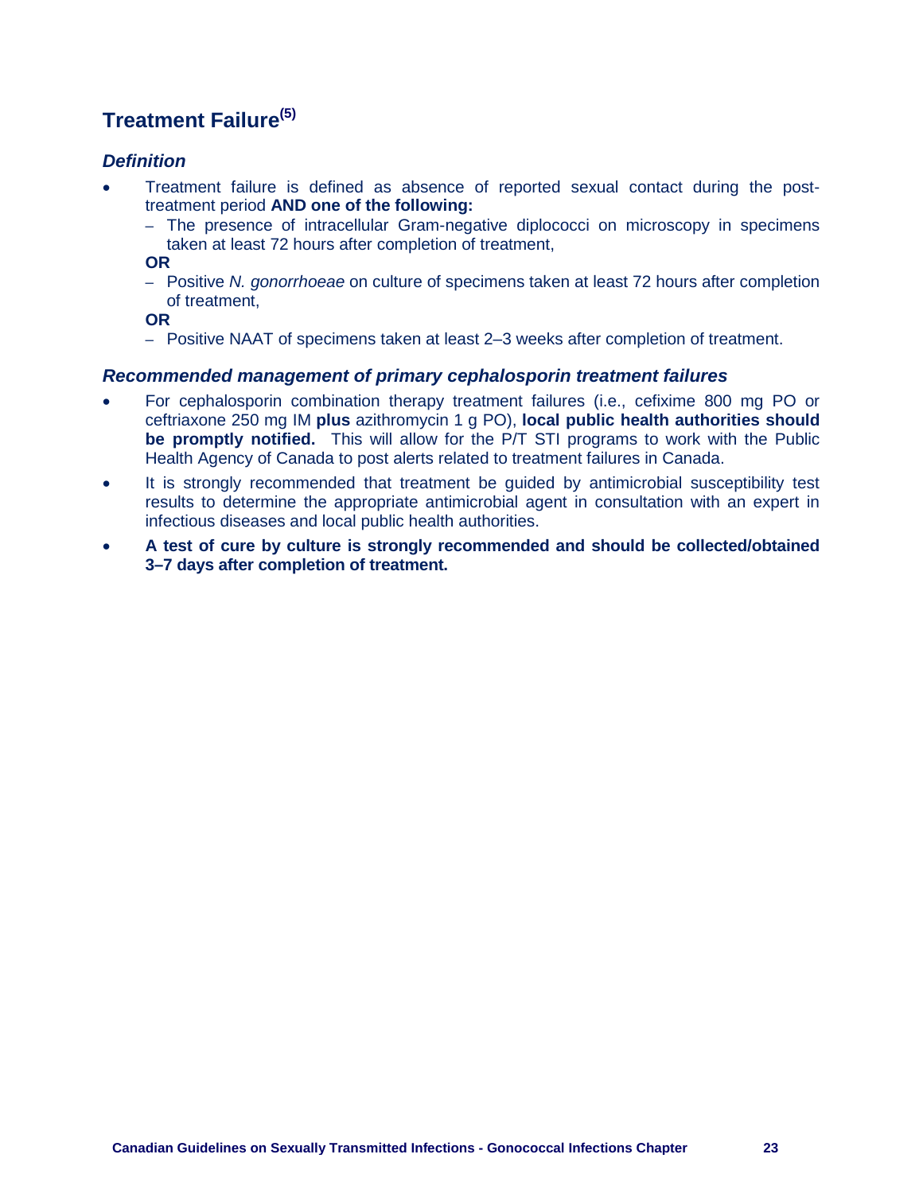## Treatment Failure[5]

### *Definition*

- Treatment failure is defined as absence of reported sexual contact during the post-treatment period **AND one of the following:**
  - The presence of intracellular Gram-negative diplococci on microscopy in specimens taken at least 72 hours after completion of treatment,

  **OR**
  - Positive *N. gonorrhoeae* on culture of specimens taken at least 72 hours after completion of treatment,

  **OR**
  - Positive NAAT of specimens taken at least 2–3 weeks after completion of treatment.

### *Recommended management of primary cephalosporin treatment failures*

- For cephalosporin combination therapy treatment failures (i.e., cefixime 800 mg PO or ceftriaxone 250 mg IM **plus** azithromycin 1 g PO), **local public health authorities should be promptly notified.** This will allow for the P/T STI programs to work with the Public Health Agency of Canada to post alerts related to treatment failures in Canada.
- It is strongly recommended that treatment be guided by antimicrobial susceptibility test results to determine the appropriate antimicrobial agent in consultation with an expert in infectious diseases and local public health authorities.
- **A test of cure by culture is strongly recommended and should be collected/obtained 3–7 days after completion of treatment.**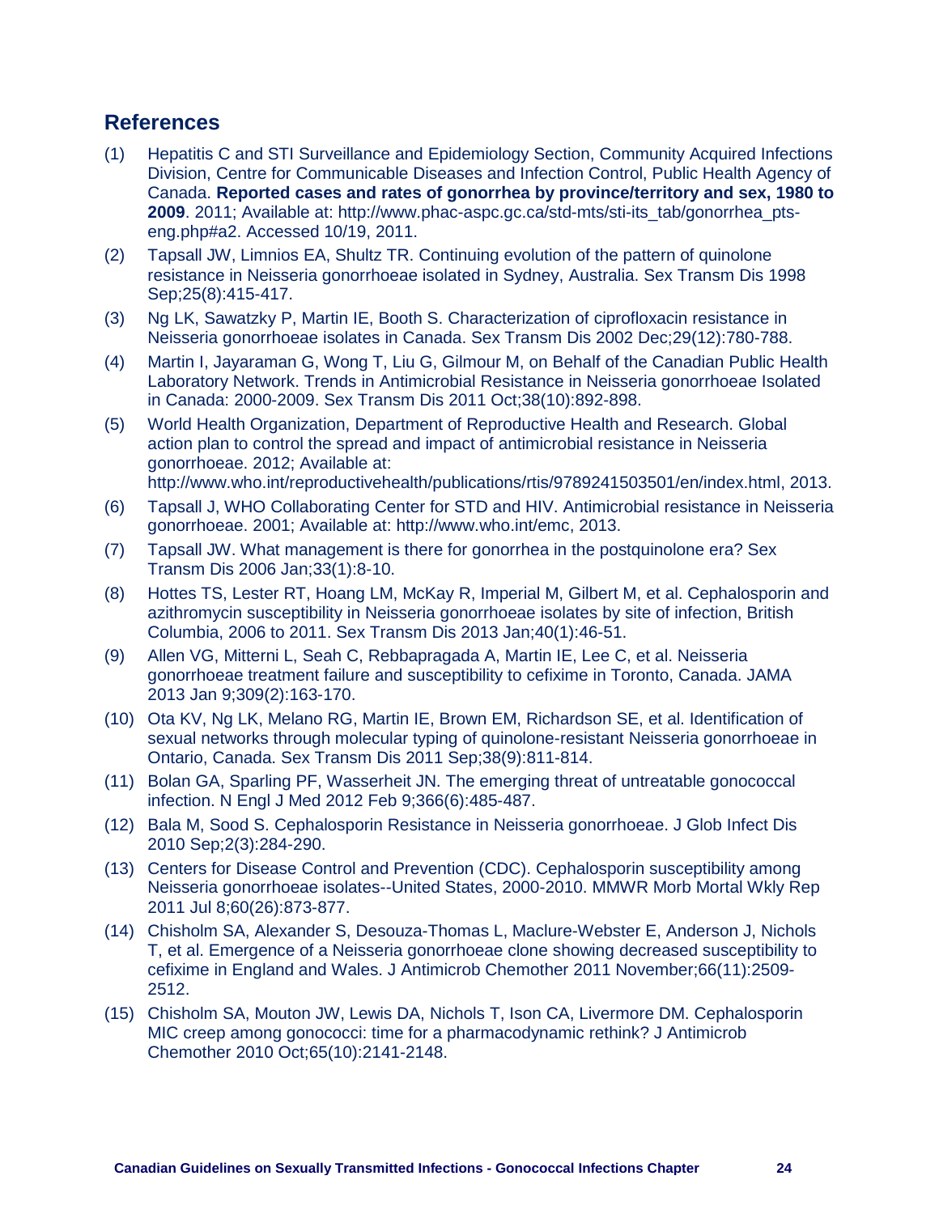## References

(1) Hepatitis C and STI Surveillance and Epidemiology Section, Community Acquired Infections Division, Centre for Communicable Diseases and Infection Control, Public Health Agency of Canada. **Reported cases and rates of gonorrhea by province/territory and sex, 1980 to 2009**. 2011; Available at: http://www.phac-aspc.gc.ca/std-mts/sti-its_tab/gonorrhea_pts-eng.php#a2. Accessed 10/19, 2011.

(2) Tapsall JW, Limnios EA, Shultz TR. Continuing evolution of the pattern of quinolone resistance in Neisseria gonorrhoeae isolated in Sydney, Australia. Sex Transm Dis 1998 Sep;25(8):415-417.

(3) Ng LK, Sawatzky P, Martin IE, Booth S. Characterization of ciprofloxacin resistance in Neisseria gonorrhoeae isolates in Canada. Sex Transm Dis 2002 Dec;29(12):780-788.

(4) Martin I, Jayaraman G, Wong T, Liu G, Gilmour M, on Behalf of the Canadian Public Health Laboratory Network. Trends in Antimicrobial Resistance in Neisseria gonorrhoeae Isolated in Canada: 2000-2009. Sex Transm Dis 2011 Oct;38(10):892-898.

(5) World Health Organization, Department of Reproductive Health and Research. Global action plan to control the spread and impact of antimicrobial resistance in Neisseria gonorrhoeae. 2012; Available at: http://www.who.int/reproductivehealth/publications/rtis/9789241503501/en/index.html, 2013.

(6) Tapsall J, WHO Collaborating Center for STD and HIV. Antimicrobial resistance in Neisseria gonorrhoeae. 2001; Available at: http://www.who.int/emc, 2013.

(7) Tapsall JW. What management is there for gonorrhea in the postquinolone era? Sex Transm Dis 2006 Jan;33(1):8-10.

(8) Hottes TS, Lester RT, Hoang LM, McKay R, Imperial M, Gilbert M, et al. Cephalosporin and azithromycin susceptibility in Neisseria gonorrhoeae isolates by site of infection, British Columbia, 2006 to 2011. Sex Transm Dis 2013 Jan;40(1):46-51.

(9) Allen VG, Mitterni L, Seah C, Rebbapragada A, Martin IE, Lee C, et al. Neisseria gonorrhoeae treatment failure and susceptibility to cefixime in Toronto, Canada. JAMA 2013 Jan 9;309(2):163-170.

(10) Ota KV, Ng LK, Melano RG, Martin IE, Brown EM, Richardson SE, et al. Identification of sexual networks through molecular typing of quinolone-resistant Neisseria gonorrhoeae in Ontario, Canada. Sex Transm Dis 2011 Sep;38(9):811-814.

(11) Bolan GA, Sparling PF, Wasserheit JN. The emerging threat of untreatable gonococcal infection. N Engl J Med 2012 Feb 9;366(6):485-487.

(12) Bala M, Sood S. Cephalosporin Resistance in Neisseria gonorrhoeae. J Glob Infect Dis 2010 Sep;2(3):284-290.

(13) Centers for Disease Control and Prevention (CDC). Cephalosporin susceptibility among Neisseria gonorrhoeae isolates--United States, 2000-2010. MMWR Morb Mortal Wkly Rep 2011 Jul 8;60(26):873-877.

(14) Chisholm SA, Alexander S, Desouza-Thomas L, Maclure-Webster E, Anderson J, Nichols T, et al. Emergence of a Neisseria gonorrhoeae clone showing decreased susceptibility to cefixime in England and Wales. J Antimicrob Chemother 2011 November;66(11):2509-2512.

(15) Chisholm SA, Mouton JW, Lewis DA, Nichols T, Ison CA, Livermore DM. Cephalosporin MIC creep among gonococci: time for a pharmacodynamic rethink? J Antimicrob Chemother 2010 Oct;65(10):2141-2148.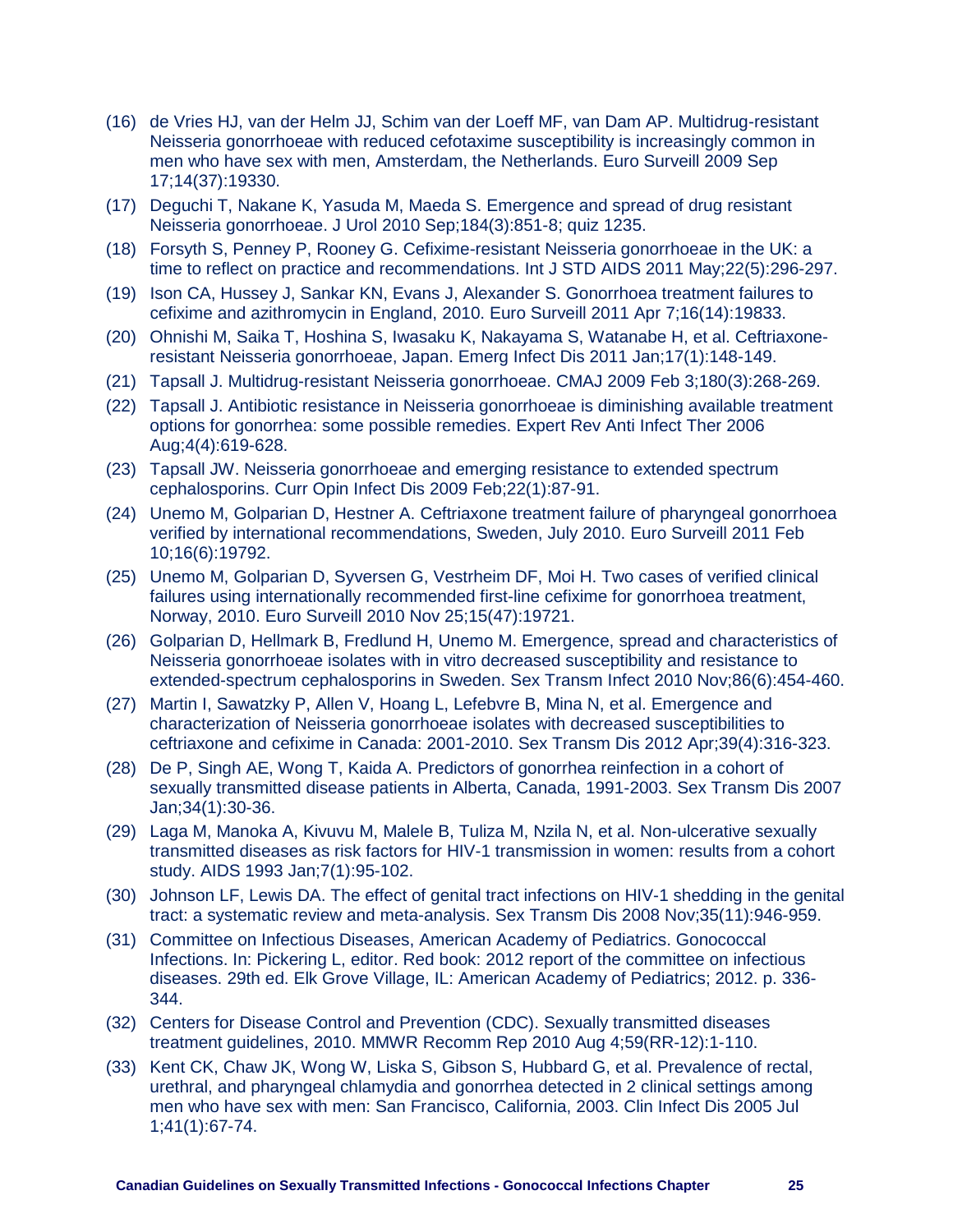(16) de Vries HJ, van der Helm JJ, Schim van der Loeff MF, van Dam AP. Multidrug-resistant Neisseria gonorrhoeae with reduced cefotaxime susceptibility is increasingly common in men who have sex with men, Amsterdam, the Netherlands. Euro Surveill 2009 Sep 17;14(37):19330.

(17) Deguchi T, Nakane K, Yasuda M, Maeda S. Emergence and spread of drug resistant Neisseria gonorrhoeae. J Urol 2010 Sep;184(3):851-8; quiz 1235.

(18) Forsyth S, Penney P, Rooney G. Cefixime-resistant Neisseria gonorrhoeae in the UK: a time to reflect on practice and recommendations. Int J STD AIDS 2011 May;22(5):296-297.

(19) Ison CA, Hussey J, Sankar KN, Evans J, Alexander S. Gonorrhoea treatment failures to cefixime and azithromycin in England, 2010. Euro Surveill 2011 Apr 7;16(14):19833.

(20) Ohnishi M, Saika T, Hoshina S, Iwasaku K, Nakayama S, Watanabe H, et al. Ceftriaxone-resistant Neisseria gonorrhoeae, Japan. Emerg Infect Dis 2011 Jan;17(1):148-149.

(21) Tapsall J. Multidrug-resistant Neisseria gonorrhoeae. CMAJ 2009 Feb 3;180(3):268-269.

(22) Tapsall J. Antibiotic resistance in Neisseria gonorrhoeae is diminishing available treatment options for gonorrhea: some possible remedies. Expert Rev Anti Infect Ther 2006 Aug;4(4):619-628.

(23) Tapsall JW. Neisseria gonorrhoeae and emerging resistance to extended spectrum cephalosporins. Curr Opin Infect Dis 2009 Feb;22(1):87-91.

(24) Unemo M, Golparian D, Hestner A. Ceftriaxone treatment failure of pharyngeal gonorrhoea verified by international recommendations, Sweden, July 2010. Euro Surveill 2011 Feb 10;16(6):19792.

(25) Unemo M, Golparian D, Syversen G, Vestrheim DF, Moi H. Two cases of verified clinical failures using internationally recommended first-line cefixime for gonorrhoea treatment, Norway, 2010. Euro Surveill 2010 Nov 25;15(47):19721.

(26) Golparian D, Hellmark B, Fredlund H, Unemo M. Emergence, spread and characteristics of Neisseria gonorrhoeae isolates with in vitro decreased susceptibility and resistance to extended-spectrum cephalosporins in Sweden. Sex Transm Infect 2010 Nov;86(6):454-460.

(27) Martin I, Sawatzky P, Allen V, Hoang L, Lefebvre B, Mina N, et al. Emergence and characterization of Neisseria gonorrhoeae isolates with decreased susceptibilities to ceftriaxone and cefixime in Canada: 2001-2010. Sex Transm Dis 2012 Apr;39(4):316-323.

(28) De P, Singh AE, Wong T, Kaida A. Predictors of gonorrhea reinfection in a cohort of sexually transmitted disease patients in Alberta, Canada, 1991-2003. Sex Transm Dis 2007 Jan;34(1):30-36.

(29) Laga M, Manoka A, Kivuvu M, Malele B, Tuliza M, Nzila N, et al. Non-ulcerative sexually transmitted diseases as risk factors for HIV-1 transmission in women: results from a cohort study. AIDS 1993 Jan;7(1):95-102.

(30) Johnson LF, Lewis DA. The effect of genital tract infections on HIV-1 shedding in the genital tract: a systematic review and meta-analysis. Sex Transm Dis 2008 Nov;35(11):946-959.

(31) Committee on Infectious Diseases, American Academy of Pediatrics. Gonococcal Infections. In: Pickering L, editor. Red book: 2012 report of the committee on infectious diseases. 29th ed. Elk Grove Village, IL: American Academy of Pediatrics; 2012. p. 336-344.

(32) Centers for Disease Control and Prevention (CDC). Sexually transmitted diseases treatment guidelines, 2010. MMWR Recomm Rep 2010 Aug 4;59(RR-12):1-110.

(33) Kent CK, Chaw JK, Wong W, Liska S, Gibson S, Hubbard G, et al. Prevalence of rectal, urethral, and pharyngeal chlamydia and gonorrhea detected in 2 clinical settings among men who have sex with men: San Francisco, California, 2003. Clin Infect Dis 2005 Jul 1;41(1):67-74.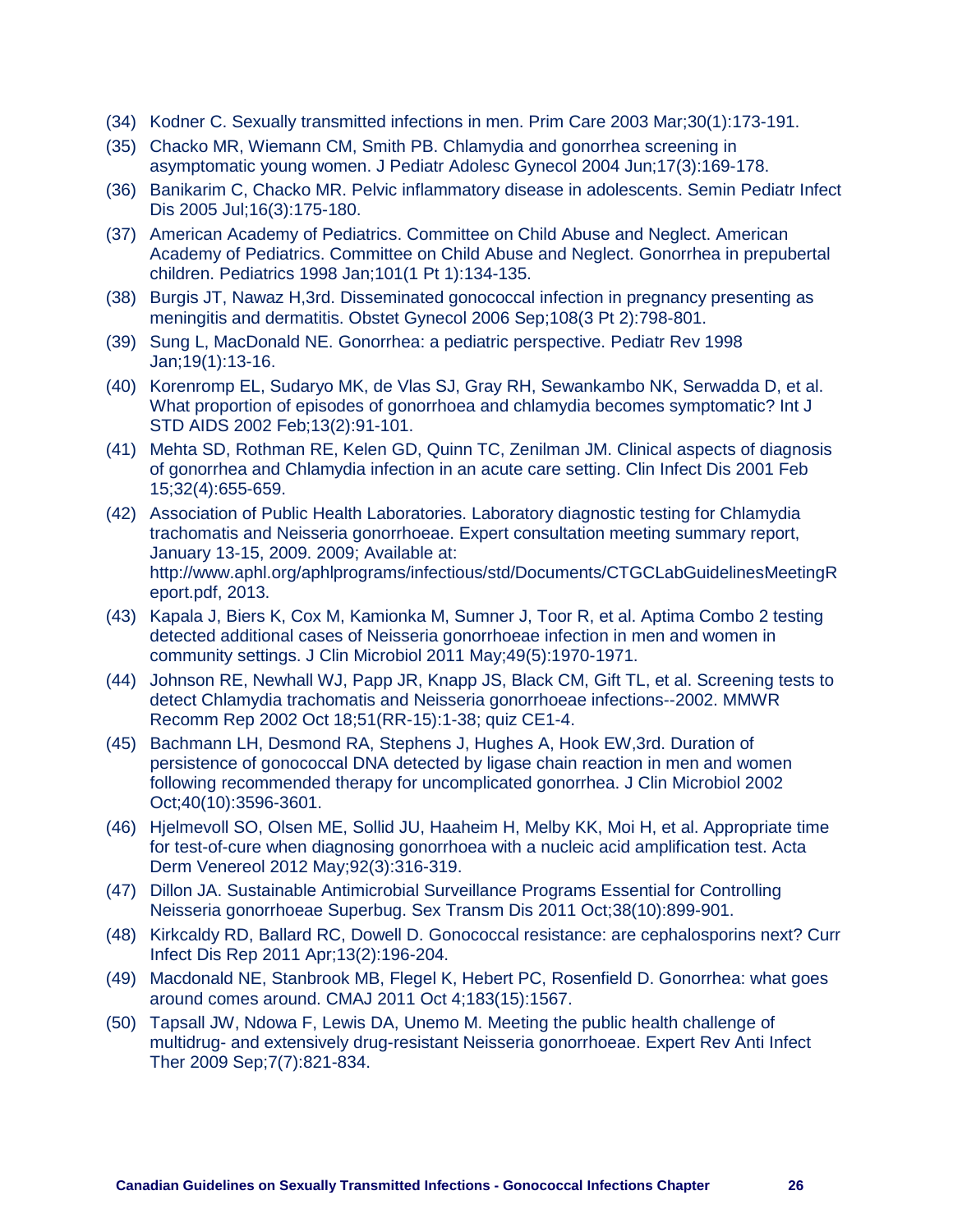(34) Kodner C. Sexually transmitted infections in men. Prim Care 2003 Mar;30(1):173-191.

(35) Chacko MR, Wiemann CM, Smith PB. Chlamydia and gonorrhea screening in asymptomatic young women. J Pediatr Adolesc Gynecol 2004 Jun;17(3):169-178.

(36) Banikarim C, Chacko MR. Pelvic inflammatory disease in adolescents. Semin Pediatr Infect Dis 2005 Jul;16(3):175-180.

(37) American Academy of Pediatrics. Committee on Child Abuse and Neglect. American Academy of Pediatrics. Committee on Child Abuse and Neglect. Gonorrhea in prepubertal children. Pediatrics 1998 Jan;101(1 Pt 1):134-135.

(38) Burgis JT, Nawaz H,3rd. Disseminated gonococcal infection in pregnancy presenting as meningitis and dermatitis. Obstet Gynecol 2006 Sep;108(3 Pt 2):798-801.

(39) Sung L, MacDonald NE. Gonorrhea: a pediatric perspective. Pediatr Rev 1998 Jan;19(1):13-16.

(40) Korenromp EL, Sudaryo MK, de Vlas SJ, Gray RH, Sewankambo NK, Serwadda D, et al. What proportion of episodes of gonorrhoea and chlamydia becomes symptomatic? Int J STD AIDS 2002 Feb;13(2):91-101.

(41) Mehta SD, Rothman RE, Kelen GD, Quinn TC, Zenilman JM. Clinical aspects of diagnosis of gonorrhea and Chlamydia infection in an acute care setting. Clin Infect Dis 2001 Feb 15;32(4):655-659.

(42) Association of Public Health Laboratories. Laboratory diagnostic testing for Chlamydia trachomatis and Neisseria gonorrhoeae. Expert consultation meeting summary report, January 13-15, 2009. 2009; Available at: http://www.aphl.org/aphlprograms/infectious/std/Documents/CTGCLabGuidelinesMeetingReport.pdf, 2013.

(43) Kapala J, Biers K, Cox M, Kamionka M, Sumner J, Toor R, et al. Aptima Combo 2 testing detected additional cases of Neisseria gonorrhoeae infection in men and women in community settings. J Clin Microbiol 2011 May;49(5):1970-1971.

(44) Johnson RE, Newhall WJ, Papp JR, Knapp JS, Black CM, Gift TL, et al. Screening tests to detect Chlamydia trachomatis and Neisseria gonorrhoeae infections--2002. MMWR Recomm Rep 2002 Oct 18;51(RR-15):1-38; quiz CE1-4.

(45) Bachmann LH, Desmond RA, Stephens J, Hughes A, Hook EW,3rd. Duration of persistence of gonococcal DNA detected by ligase chain reaction in men and women following recommended therapy for uncomplicated gonorrhea. J Clin Microbiol 2002 Oct;40(10):3596-3601.

(46) Hjelmevoll SO, Olsen ME, Sollid JU, Haaheim H, Melby KK, Moi H, et al. Appropriate time for test-of-cure when diagnosing gonorrhoea with a nucleic acid amplification test. Acta Derm Venereol 2012 May;92(3):316-319.

(47) Dillon JA. Sustainable Antimicrobial Surveillance Programs Essential for Controlling Neisseria gonorrhoeae Superbug. Sex Transm Dis 2011 Oct;38(10):899-901.

(48) Kirkcaldy RD, Ballard RC, Dowell D. Gonococcal resistance: are cephalosporins next? Curr Infect Dis Rep 2011 Apr;13(2):196-204.

(49) Macdonald NE, Stanbrook MB, Flegel K, Hebert PC, Rosenfield D. Gonorrhea: what goes around comes around. CMAJ 2011 Oct 4;183(15):1567.

(50) Tapsall JW, Ndowa F, Lewis DA, Unemo M. Meeting the public health challenge of multidrug- and extensively drug-resistant Neisseria gonorrhoeae. Expert Rev Anti Infect Ther 2009 Sep;7(7):821-834.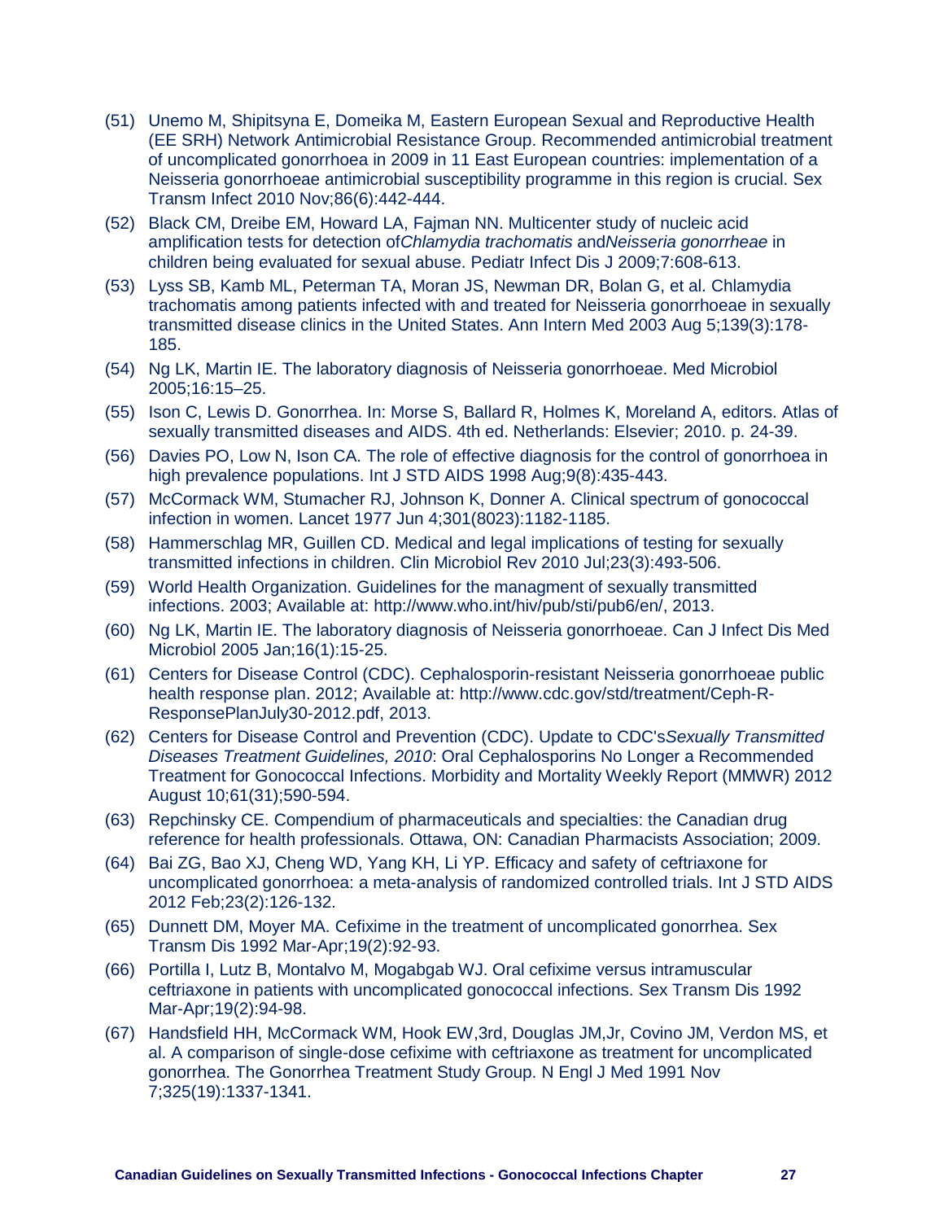(51) Unemo M, Shipitsyna E, Domeika M, Eastern European Sexual and Reproductive Health (EE SRH) Network Antimicrobial Resistance Group. Recommended antimicrobial treatment of uncomplicated gonorrhoea in 2009 in 11 East European countries: implementation of a Neisseria gonorrhoeae antimicrobial susceptibility programme in this region is crucial. Sex Transm Infect 2010 Nov;86(6):442-444.

(52) Black CM, Dreibe EM, Howard LA, Fajman NN. Multicenter study of nucleic acid amplification tests for detection of*Chlamydia trachomatis* and*Neisseria gonorrheae* in children being evaluated for sexual abuse. Pediatr Infect Dis J 2009;7:608-613.

(53) Lyss SB, Kamb ML, Peterman TA, Moran JS, Newman DR, Bolan G, et al. Chlamydia trachomatis among patients infected with and treated for Neisseria gonorrhoeae in sexually transmitted disease clinics in the United States. Ann Intern Med 2003 Aug 5;139(3):178-185.

(54) Ng LK, Martin IE. The laboratory diagnosis of Neisseria gonorrhoeae. Med Microbiol 2005;16:15–25.

(55) Ison C, Lewis D. Gonorrhea. In: Morse S, Ballard R, Holmes K, Moreland A, editors. Atlas of sexually transmitted diseases and AIDS. 4th ed. Netherlands: Elsevier; 2010. p. 24-39.

(56) Davies PO, Low N, Ison CA. The role of effective diagnosis for the control of gonorrhoea in high prevalence populations. Int J STD AIDS 1998 Aug;9(8):435-443.

(57) McCormack WM, Stumacher RJ, Johnson K, Donner A. Clinical spectrum of gonococcal infection in women. Lancet 1977 Jun 4;301(8023):1182-1185.

(58) Hammerschlag MR, Guillen CD. Medical and legal implications of testing for sexually transmitted infections in children. Clin Microbiol Rev 2010 Jul;23(3):493-506.

(59) World Health Organization. Guidelines for the managment of sexually transmitted infections. 2003; Available at: http://www.who.int/hiv/pub/sti/pub6/en/, 2013.

(60) Ng LK, Martin IE. The laboratory diagnosis of Neisseria gonorrhoeae. Can J Infect Dis Med Microbiol 2005 Jan;16(1):15-25.

(61) Centers for Disease Control (CDC). Cephalosporin-resistant Neisseria gonorrhoeae public health response plan. 2012; Available at: http://www.cdc.gov/std/treatment/Ceph-R-ResponsePlanJuly30-2012.pdf, 2013.

(62) Centers for Disease Control and Prevention (CDC). Update to CDC's*Sexually Transmitted Diseases Treatment Guidelines, 2010*: Oral Cephalosporins No Longer a Recommended Treatment for Gonococcal Infections. Morbidity and Mortality Weekly Report (MMWR) 2012 August 10;61(31);590-594.

(63) Repchinsky CE. Compendium of pharmaceuticals and specialties: the Canadian drug reference for health professionals. Ottawa, ON: Canadian Pharmacists Association; 2009.

(64) Bai ZG, Bao XJ, Cheng WD, Yang KH, Li YP. Efficacy and safety of ceftriaxone for uncomplicated gonorrhoea: a meta-analysis of randomized controlled trials. Int J STD AIDS 2012 Feb;23(2):126-132.

(65) Dunnett DM, Moyer MA. Cefixime in the treatment of uncomplicated gonorrhea. Sex Transm Dis 1992 Mar-Apr;19(2):92-93.

(66) Portilla I, Lutz B, Montalvo M, Mogabgab WJ. Oral cefixime versus intramuscular ceftriaxone in patients with uncomplicated gonococcal infections. Sex Transm Dis 1992 Mar-Apr;19(2):94-98.

(67) Handsfield HH, McCormack WM, Hook EW,3rd, Douglas JM,Jr, Covino JM, Verdon MS, et al. A comparison of single-dose cefixime with ceftriaxone as treatment for uncomplicated gonorrhea. The Gonorrhea Treatment Study Group. N Engl J Med 1991 Nov 7;325(19):1337-1341.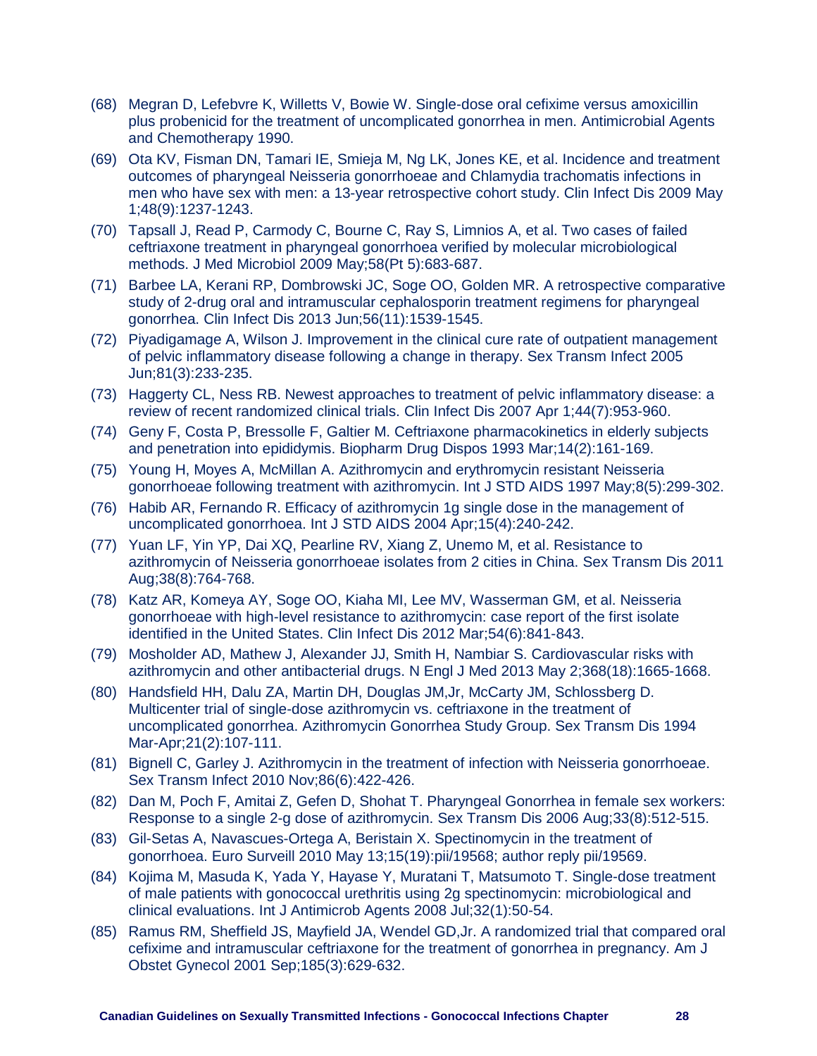(68) Megran D, Lefebvre K, Willetts V, Bowie W. Single-dose oral cefixime versus amoxicillin plus probenicid for the treatment of uncomplicated gonorrhea in men. Antimicrobial Agents and Chemotherapy 1990.

(69) Ota KV, Fisman DN, Tamari IE, Smieja M, Ng LK, Jones KE, et al. Incidence and treatment outcomes of pharyngeal Neisseria gonorrhoeae and Chlamydia trachomatis infections in men who have sex with men: a 13-year retrospective cohort study. Clin Infect Dis 2009 May 1;48(9):1237-1243.

(70) Tapsall J, Read P, Carmody C, Bourne C, Ray S, Limnios A, et al. Two cases of failed ceftriaxone treatment in pharyngeal gonorrhoea verified by molecular microbiological methods. J Med Microbiol 2009 May;58(Pt 5):683-687.

(71) Barbee LA, Kerani RP, Dombrowski JC, Soge OO, Golden MR. A retrospective comparative study of 2-drug oral and intramuscular cephalosporin treatment regimens for pharyngeal gonorrhea. Clin Infect Dis 2013 Jun;56(11):1539-1545.

(72) Piyadigamage A, Wilson J. Improvement in the clinical cure rate of outpatient management of pelvic inflammatory disease following a change in therapy. Sex Transm Infect 2005 Jun;81(3):233-235.

(73) Haggerty CL, Ness RB. Newest approaches to treatment of pelvic inflammatory disease: a review of recent randomized clinical trials. Clin Infect Dis 2007 Apr 1;44(7):953-960.

(74) Geny F, Costa P, Bressolle F, Galtier M. Ceftriaxone pharmacokinetics in elderly subjects and penetration into epididymis. Biopharm Drug Dispos 1993 Mar;14(2):161-169.

(75) Young H, Moyes A, McMillan A. Azithromycin and erythromycin resistant Neisseria gonorrhoeae following treatment with azithromycin. Int J STD AIDS 1997 May;8(5):299-302.

(76) Habib AR, Fernando R. Efficacy of azithromycin 1g single dose in the management of uncomplicated gonorrhoea. Int J STD AIDS 2004 Apr;15(4):240-242.

(77) Yuan LF, Yin YP, Dai XQ, Pearline RV, Xiang Z, Unemo M, et al. Resistance to azithromycin of Neisseria gonorrhoeae isolates from 2 cities in China. Sex Transm Dis 2011 Aug;38(8):764-768.

(78) Katz AR, Komeya AY, Soge OO, Kiaha MI, Lee MV, Wasserman GM, et al. Neisseria gonorrhoeae with high-level resistance to azithromycin: case report of the first isolate identified in the United States. Clin Infect Dis 2012 Mar;54(6):841-843.

(79) Mosholder AD, Mathew J, Alexander JJ, Smith H, Nambiar S. Cardiovascular risks with azithromycin and other antibacterial drugs. N Engl J Med 2013 May 2;368(18):1665-1668.

(80) Handsfield HH, Dalu ZA, Martin DH, Douglas JM,Jr, McCarty JM, Schlossberg D. Multicenter trial of single-dose azithromycin vs. ceftriaxone in the treatment of uncomplicated gonorrhea. Azithromycin Gonorrhea Study Group. Sex Transm Dis 1994 Mar-Apr;21(2):107-111.

(81) Bignell C, Garley J. Azithromycin in the treatment of infection with Neisseria gonorrhoeae. Sex Transm Infect 2010 Nov;86(6):422-426.

(82) Dan M, Poch F, Amitai Z, Gefen D, Shohat T. Pharyngeal Gonorrhea in female sex workers: Response to a single 2-g dose of azithromycin. Sex Transm Dis 2006 Aug;33(8):512-515.

(83) Gil-Setas A, Navascues-Ortega A, Beristain X. Spectinomycin in the treatment of gonorrhoea. Euro Surveill 2010 May 13;15(19):pii/19568; author reply pii/19569.

(84) Kojima M, Masuda K, Yada Y, Hayase Y, Muratani T, Matsumoto T. Single-dose treatment of male patients with gonococcal urethritis using 2g spectinomycin: microbiological and clinical evaluations. Int J Antimicrob Agents 2008 Jul;32(1):50-54.

(85) Ramus RM, Sheffield JS, Mayfield JA, Wendel GD,Jr. A randomized trial that compared oral cefixime and intramuscular ceftriaxone for the treatment of gonorrhea in pregnancy. Am J Obstet Gynecol 2001 Sep;185(3):629-632.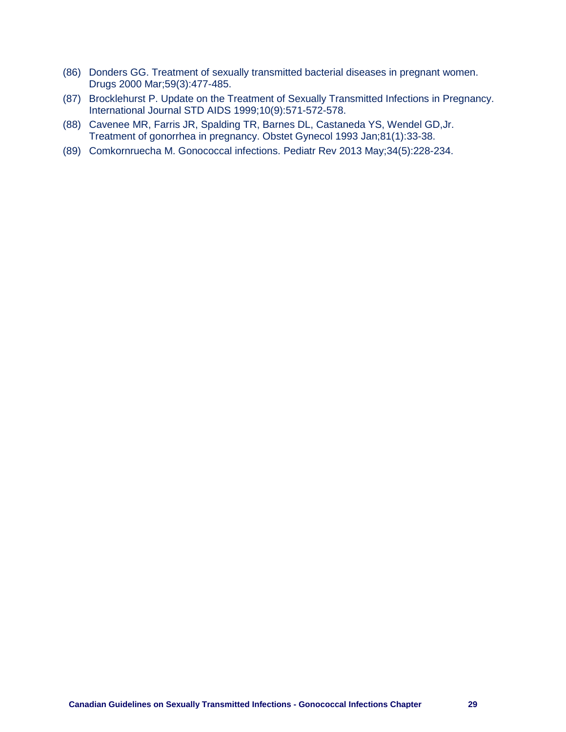(86) Donders GG. Treatment of sexually transmitted bacterial diseases in pregnant women. Drugs 2000 Mar;59(3):477-485.

(87) Brocklehurst P. Update on the Treatment of Sexually Transmitted Infections in Pregnancy. International Journal STD AIDS 1999;10(9):571-572-578.

(88) Cavenee MR, Farris JR, Spalding TR, Barnes DL, Castaneda YS, Wendel GD,Jr. Treatment of gonorrhea in pregnancy. Obstet Gynecol 1993 Jan;81(1):33-38.

(89) Comkornruecha M. Gonococcal infections. Pediatr Rev 2013 May;34(5):228-234.